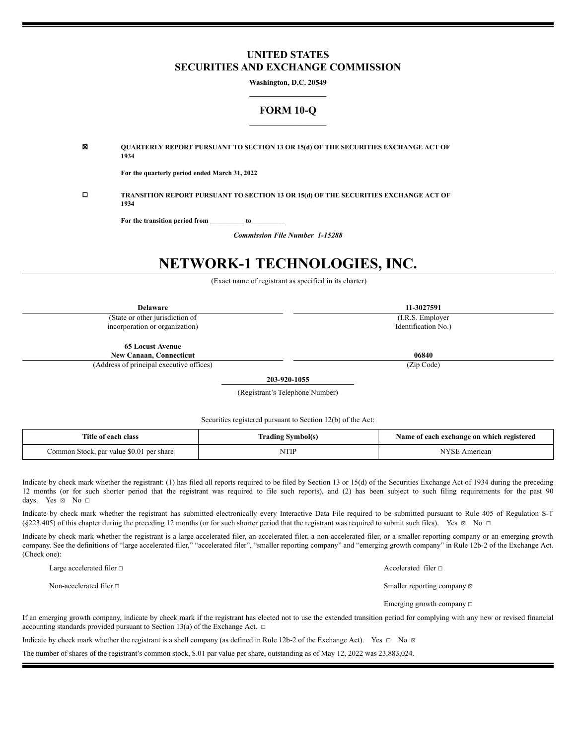# UNITED STATES
# SECURITIES AND EXCHANGE COMMISSION

**Washington, D.C. 20549**

## FORM 10-Q

☒ **QUARTERLY REPORT PURSUANT TO SECTION 13 OR 15(d) OF THE SECURITIES EXCHANGE ACT OF 1934**

**For the quarterly period ended March 31, 2022**

☐ **TRANSITION REPORT PURSUANT TO SECTION 13 OR 15(d) OF THE SECURITIES EXCHANGE ACT OF 1934**

**For the transition period from __________ to__________**

***Commission File Number 1-15288***

# NETWORK-1 TECHNOLOGIES, INC.

(Exact name of registrant as specified in its charter)

| **Delaware** | **11-3027591** |
|---|---|
| (State or other jurisdiction of incorporation or organization) | (I.R.S. Employer Identification No.) |
| **65 Locust Avenue New Canaan, Connecticut** | **06840** |
| (Address of principal executive offices) | (Zip Code) |

**203-920-1055**

(Registrant's Telephone Number)

Securities registered pursuant to Section 12(b) of the Act:

| Title of each class | Trading Symbol(s) | Name of each exchange on which registered |
|---|---|---|
| Common Stock, par value $0.01 per share | NTIP | NYSE American |

Indicate by check mark whether the registrant: (1) has filed all reports required to be filed by Section 13 or 15(d) of the Securities Exchange Act of 1934 during the preceding 12 months (or for such shorter period that the registrant was required to file such reports), and (2) has been subject to such filing requirements for the past 90 days. Yes ☒ No ☐

Indicate by check mark whether the registrant has submitted electronically every Interactive Data File required to be submitted pursuant to Rule 405 of Regulation S-T (§223.405) of this chapter during the preceding 12 months (or for such shorter period that the registrant was required to submit such files). Yes ☒ No ☐

Indicate by check mark whether the registrant is a large accelerated filer, an accelerated filer, a non-accelerated filer, or a smaller reporting company or an emerging growth company. See the definitions of "large accelerated filer," "accelerated filer", "smaller reporting company" and "emerging growth company" in Rule 12b-2 of the Exchange Act. (Check one):

| | |
|---|---|
| Large accelerated filer ☐ | Accelerated filer ☐ |
| Non-accelerated filer ☐ | Smaller reporting company ☒ |
| | Emerging growth company ☐ |

If an emerging growth company, indicate by check mark if the registrant has elected not to use the extended transition period for complying with any new or revised financial accounting standards provided pursuant to Section 13(a) of the Exchange Act. ☐

Indicate by check mark whether the registrant is a shell company (as defined in Rule 12b-2 of the Exchange Act). Yes ☐ No ☒

The number of shares of the registrant's common stock, $.01 par value per share, outstanding as of May 12, 2022 was 23,883,024.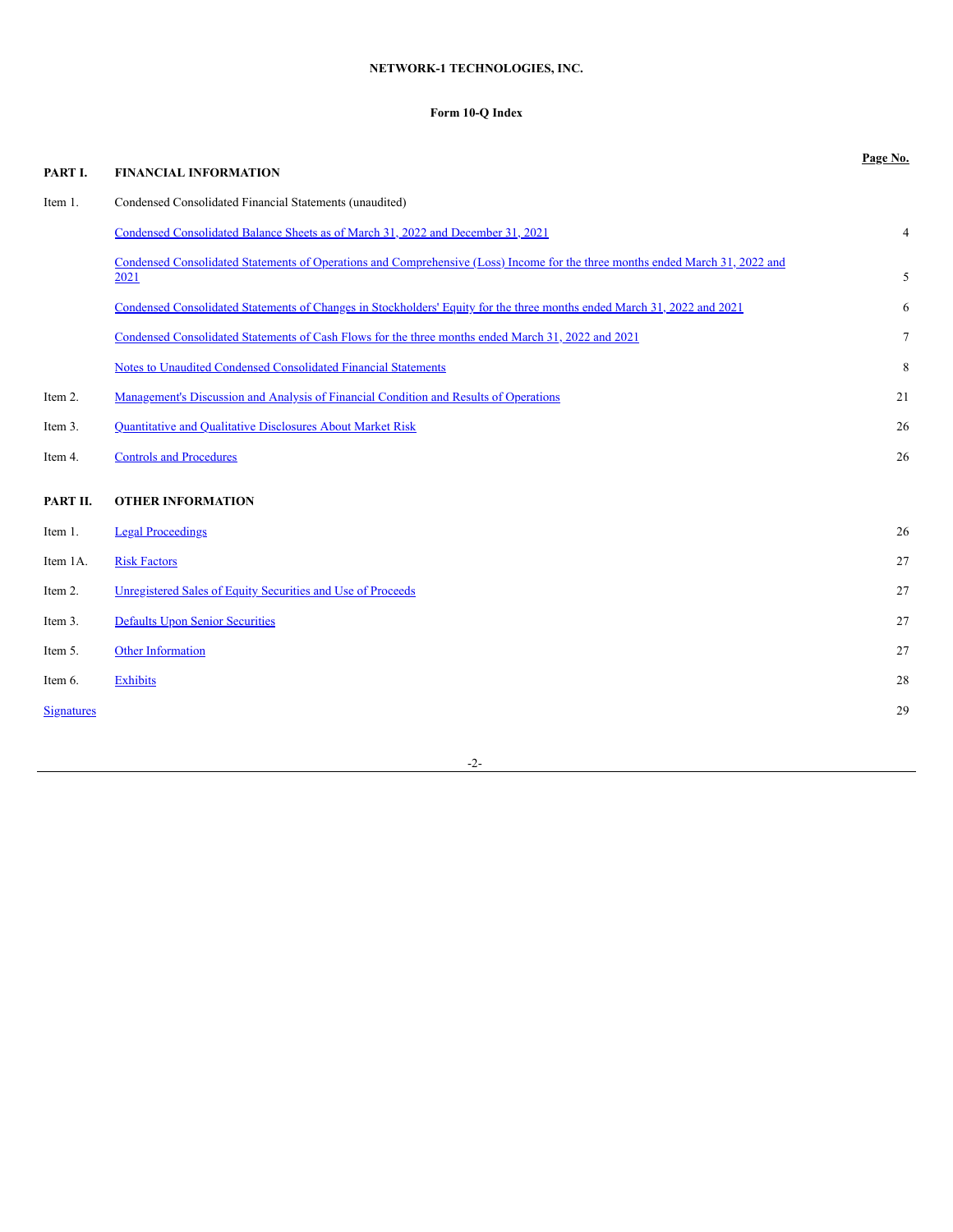**NETWORK-1 TECHNOLOGIES, INC.**

**Form 10-Q Index**

| | | Page No. |
|---|---|---|
| **PART I.** | **FINANCIAL INFORMATION** | |
| Item 1. | Condensed Consolidated Financial Statements (unaudited) | |
| | Condensed Consolidated Balance Sheets as of March 31, 2022 and December 31, 2021 | 4 |
| | Condensed Consolidated Statements of Operations and Comprehensive (Loss) Income for the three months ended March 31, 2022 and 2021 | 5 |
| | Condensed Consolidated Statements of Changes in Stockholders' Equity for the three months ended March 31, 2022 and 2021 | 6 |
| | Condensed Consolidated Statements of Cash Flows for the three months ended March 31, 2022 and 2021 | 7 |
| | Notes to Unaudited Condensed Consolidated Financial Statements | 8 |
| Item 2. | Management's Discussion and Analysis of Financial Condition and Results of Operations | 21 |
| Item 3. | Quantitative and Qualitative Disclosures About Market Risk | 26 |
| Item 4. | Controls and Procedures | 26 |
| **PART II.** | **OTHER INFORMATION** | |
| Item 1. | Legal Proceedings | 26 |
| Item 1A. | Risk Factors | 27 |
| Item 2. | Unregistered Sales of Equity Securities and Use of Proceeds | 27 |
| Item 3. | Defaults Upon Senior Securities | 27 |
| Item 5. | Other Information | 27 |
| Item 6. | Exhibits | 28 |
| Signatures | | 29 |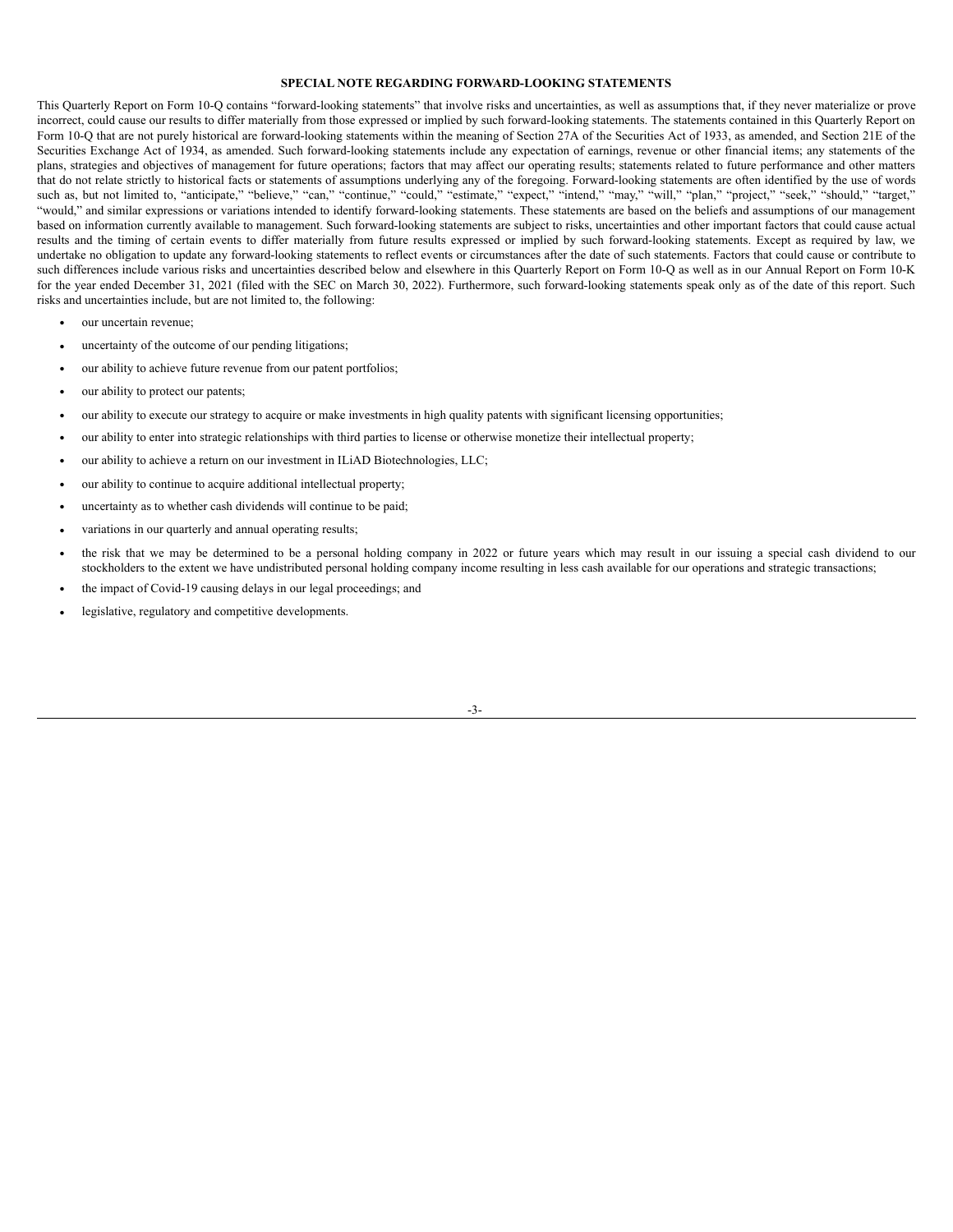## SPECIAL NOTE REGARDING FORWARD-LOOKING STATEMENTS

This Quarterly Report on Form 10-Q contains "forward-looking statements" that involve risks and uncertainties, as well as assumptions that, if they never materialize or prove incorrect, could cause our results to differ materially from those expressed or implied by such forward-looking statements. The statements contained in this Quarterly Report on Form 10-Q that are not purely historical are forward-looking statements within the meaning of Section 27A of the Securities Act of 1933, as amended, and Section 21E of the Securities Exchange Act of 1934, as amended. Such forward-looking statements include any expectation of earnings, revenue or other financial items; any statements of the plans, strategies and objectives of management for future operations; factors that may affect our operating results; statements related to future performance and other matters that do not relate strictly to historical facts or statements of assumptions underlying any of the foregoing. Forward-looking statements are often identified by the use of words such as, but not limited to, "anticipate," "believe," "can," "continue," "could," "estimate," "expect," "intend," "may," "will," "plan," "project," "seek," "should," "target," "would," and similar expressions or variations intended to identify forward-looking statements. These statements are based on the beliefs and assumptions of our management based on information currently available to management. Such forward-looking statements are subject to risks, uncertainties and other important factors that could cause actual results and the timing of certain events to differ materially from future results expressed or implied by such forward-looking statements. Except as required by law, we undertake no obligation to update any forward-looking statements to reflect events or circumstances after the date of such statements. Factors that could cause or contribute to such differences include various risks and uncertainties described below and elsewhere in this Quarterly Report on Form 10-Q as well as in our Annual Report on Form 10-K for the year ended December 31, 2021 (filed with the SEC on March 30, 2022). Furthermore, such forward-looking statements speak only as of the date of this report. Such risks and uncertainties include, but are not limited to, the following:

- our uncertain revenue;
- uncertainty of the outcome of our pending litigations;
- our ability to achieve future revenue from our patent portfolios;
- our ability to protect our patents;
- our ability to execute our strategy to acquire or make investments in high quality patents with significant licensing opportunities;
- our ability to enter into strategic relationships with third parties to license or otherwise monetize their intellectual property;
- our ability to achieve a return on our investment in ILiAD Biotechnologies, LLC;
- our ability to continue to acquire additional intellectual property;
- uncertainty as to whether cash dividends will continue to be paid;
- variations in our quarterly and annual operating results;
- the risk that we may be determined to be a personal holding company in 2022 or future years which may result in our issuing a special cash dividend to our stockholders to the extent we have undistributed personal holding company income resulting in less cash available for our operations and strategic transactions;
- the impact of Covid-19 causing delays in our legal proceedings; and
- legislative, regulatory and competitive developments.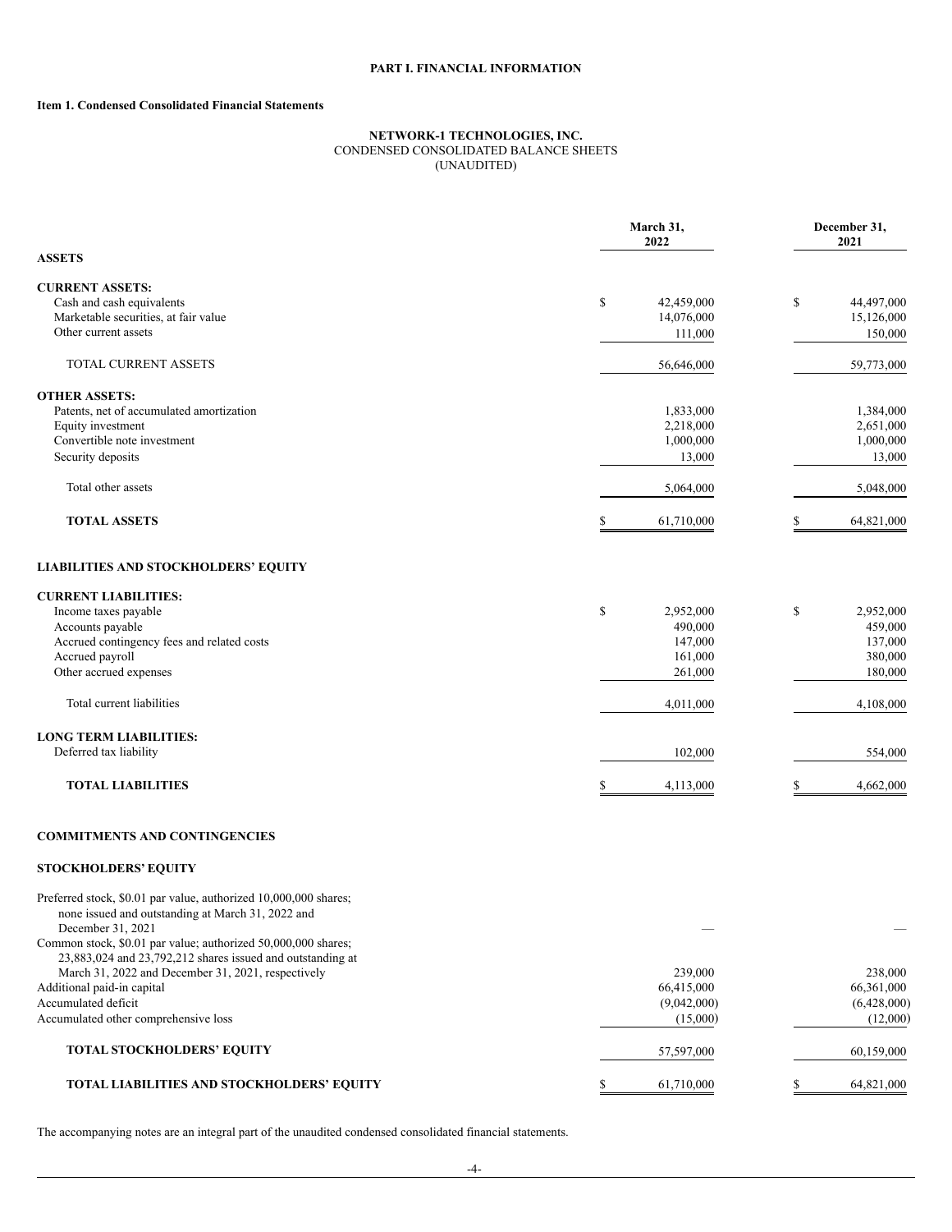# PART I. FINANCIAL INFORMATION

## Item 1. Condensed Consolidated Financial Statements

### NETWORK-1 TECHNOLOGIES, INC.
CONDENSED CONSOLIDATED BALANCE SHEETS
(UNAUDITED)

| | March 31, 2022 | December 31, 2021 |
|---|---|---|
| **ASSETS** | | |
| **CURRENT ASSETS:** | | |
| Cash and cash equivalents | $ 42,459,000 | $ 44,497,000 |
| Marketable securities, at fair value | 14,076,000 | 15,126,000 |
| Other current assets | 111,000 | 150,000 |
| TOTAL CURRENT ASSETS | 56,646,000 | 59,773,000 |
| **OTHER ASSETS:** | | |
| Patents, net of accumulated amortization | 1,833,000 | 1,384,000 |
| Equity investment | 2,218,000 | 2,651,000 |
| Convertible note investment | 1,000,000 | 1,000,000 |
| Security deposits | 13,000 | 13,000 |
| Total other assets | 5,064,000 | 5,048,000 |
| **TOTAL ASSETS** | $ 61,710,000 | $ 64,821,000 |
| **LIABILITIES AND STOCKHOLDERS' EQUITY** | | |
| **CURRENT LIABILITIES:** | | |
| Income taxes payable | $ 2,952,000 | $ 2,952,000 |
| Accounts payable | 490,000 | 459,000 |
| Accrued contingency fees and related costs | 147,000 | 137,000 |
| Accrued payroll | 161,000 | 380,000 |
| Other accrued expenses | 261,000 | 180,000 |
| Total current liabilities | 4,011,000 | 4,108,000 |
| **LONG TERM LIABILITIES:** | | |
| Deferred tax liability | 102,000 | 554,000 |
| **TOTAL LIABILITIES** | $ 4,113,000 | $ 4,662,000 |
| **COMMITMENTS AND CONTINGENCIES** | | |
| **STOCKHOLDERS' EQUITY** | | |
| Preferred stock, $0.01 par value, authorized 10,000,000 shares; none issued and outstanding at March 31, 2022 and December 31, 2021 | — | — |
| Common stock, $0.01 par value; authorized 50,000,000 shares; 23,883,024 and 23,792,212 shares issued and outstanding at March 31, 2022 and December 31, 2021, respectively | 239,000 | 238,000 |
| Additional paid-in capital | 66,415,000 | 66,361,000 |
| Accumulated deficit | (9,042,000) | (6,428,000) |
| Accumulated other comprehensive loss | (15,000) | (12,000) |
| **TOTAL STOCKHOLDERS' EQUITY** | 57,597,000 | 60,159,000 |
| **TOTAL LIABILITIES AND STOCKHOLDERS' EQUITY** | $ 61,710,000 | $ 64,821,000 |

The accompanying notes are an integral part of the unaudited condensed consolidated financial statements.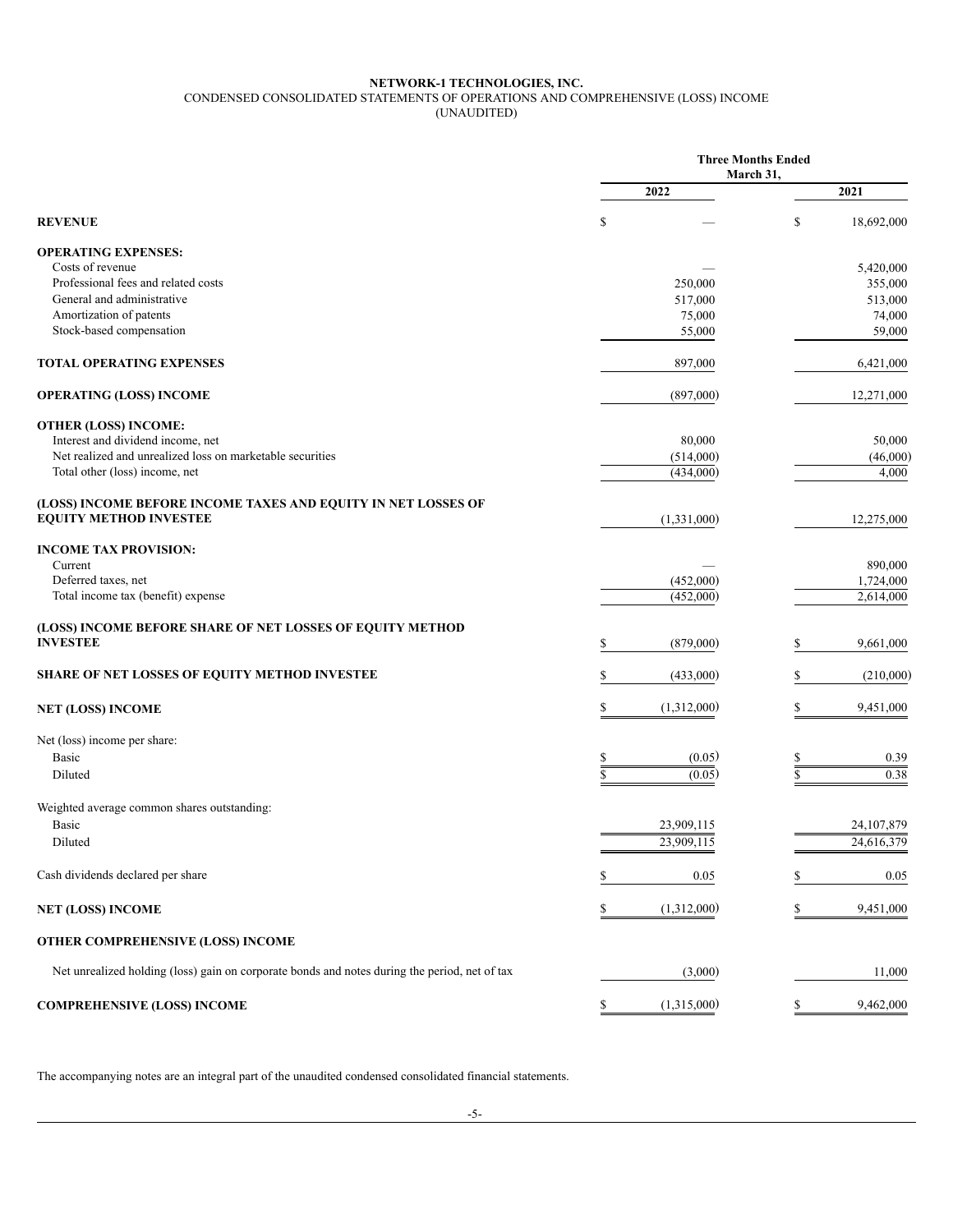**NETWORK-1 TECHNOLOGIES, INC.**
CONDENSED CONSOLIDATED STATEMENTS OF OPERATIONS AND COMPREHENSIVE (LOSS) INCOME
(UNAUDITED)

| | Three Months Ended March 31, | |
|---|---|---|
| | 2022 | 2021 |
| **REVENUE** | $ — | $ 18,692,000 |
| **OPERATING EXPENSES:** | | |
| Costs of revenue | — | 5,420,000 |
| Professional fees and related costs | 250,000 | 355,000 |
| General and administrative | 517,000 | 513,000 |
| Amortization of patents | 75,000 | 74,000 |
| Stock-based compensation | 55,000 | 59,000 |
| **TOTAL OPERATING EXPENSES** | 897,000 | 6,421,000 |
| **OPERATING (LOSS) INCOME** | (897,000) | 12,271,000 |
| **OTHER (LOSS) INCOME:** | | |
| Interest and dividend income, net | 80,000 | 50,000 |
| Net realized and unrealized loss on marketable securities | (514,000) | (46,000) |
| Total other (loss) income, net | (434,000) | 4,000 |
| **(LOSS) INCOME BEFORE INCOME TAXES AND EQUITY IN NET LOSSES OF EQUITY METHOD INVESTEE** | (1,331,000) | 12,275,000 |
| **INCOME TAX PROVISION:** | | |
| Current | — | 890,000 |
| Deferred taxes, net | (452,000) | 1,724,000 |
| Total income tax (benefit) expense | (452,000) | 2,614,000 |
| **(LOSS) INCOME BEFORE SHARE OF NET LOSSES OF EQUITY METHOD INVESTEE** | $ (879,000) | $ 9,661,000 |
| **SHARE OF NET LOSSES OF EQUITY METHOD INVESTEE** | $ (433,000) | $ (210,000) |
| **NET (LOSS) INCOME** | $ (1,312,000) | $ 9,451,000 |
| Net (loss) income per share: | | |
| Basic | $ (0.05) | $ 0.39 |
| Diluted | $ (0.05) | $ 0.38 |
| Weighted average common shares outstanding: | | |
| Basic | 23,909,115 | 24,107,879 |
| Diluted | 23,909,115 | 24,616,379 |
| Cash dividends declared per share | $ 0.05 | $ 0.05 |
| **NET (LOSS) INCOME** | $ (1,312,000) | $ 9,451,000 |
| **OTHER COMPREHENSIVE (LOSS) INCOME** | | |
| Net unrealized holding (loss) gain on corporate bonds and notes during the period, net of tax | (3,000) | 11,000 |
| **COMPREHENSIVE (LOSS) INCOME** | $ (1,315,000) | $ 9,462,000 |

The accompanying notes are an integral part of the unaudited condensed consolidated financial statements.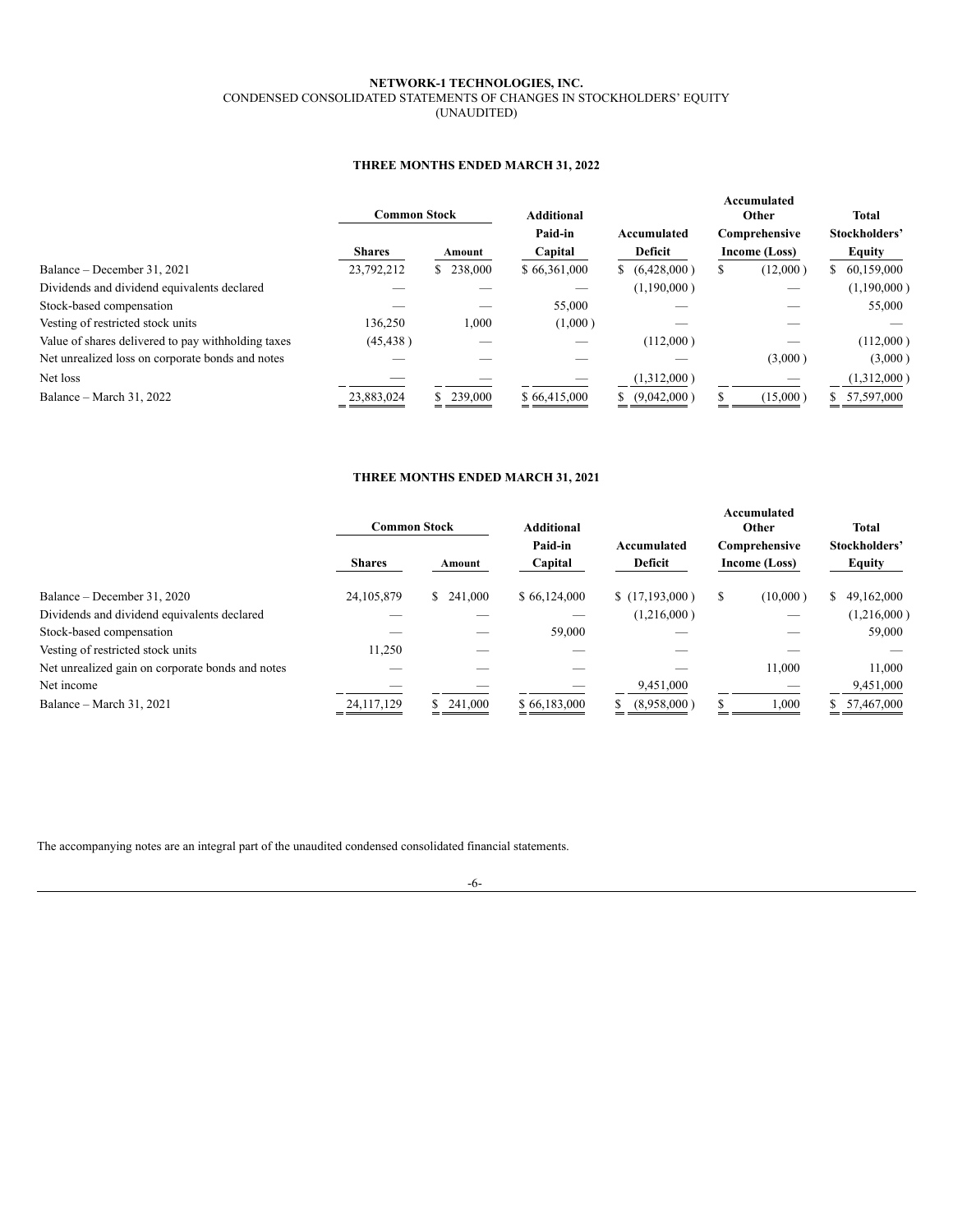**NETWORK-1 TECHNOLOGIES, INC.**
CONDENSED CONSOLIDATED STATEMENTS OF CHANGES IN STOCKHOLDERS' EQUITY
(UNAUDITED)

**THREE MONTHS ENDED MARCH 31, 2022**

| | Common Stock | | Additional Paid-in | Accumulated | Accumulated Other Comprehensive | Total Stockholders' |
|---|---|---|---|---|---|---|
| | Shares | Amount | Capital | Deficit | Income (Loss) | Equity |
| Balance – December 31, 2021 | 23,792,212 | $ 238,000 | $ 66,361,000 | $ (6,428,000) | $ (12,000) | $ 60,159,000 |
| Dividends and dividend equivalents declared | — | — | — | (1,190,000) | — | (1,190,000) |
| Stock-based compensation | — | — | 55,000 | — | — | 55,000 |
| Vesting of restricted stock units | 136,250 | 1,000 | (1,000) | — | — | — |
| Value of shares delivered to pay withholding taxes | (45,438) | — | — | (112,000) | — | (112,000) |
| Net unrealized loss on corporate bonds and notes | — | — | — | — | (3,000) | (3,000) |
| Net loss | — | — | — | (1,312,000) | — | (1,312,000) |
| Balance – March 31, 2022 | 23,883,024 | $ 239,000 | $ 66,415,000 | $ (9,042,000) | $ (15,000) | $ 57,597,000 |

**THREE MONTHS ENDED MARCH 31, 2021**

| | Common Stock | | Additional Paid-in | Accumulated | Accumulated Other Comprehensive | Total Stockholders' |
|---|---|---|---|---|---|---|
| | Shares | Amount | Capital | Deficit | Income (Loss) | Equity |
| Balance – December 31, 2020 | 24,105,879 | $ 241,000 | $ 66,124,000 | $ (17,193,000) | $ (10,000) | $ 49,162,000 |
| Dividends and dividend equivalents declared | — | — | — | (1,216,000) | — | (1,216,000) |
| Stock-based compensation | — | — | 59,000 | — | — | 59,000 |
| Vesting of restricted stock units | 11,250 | — | — | — | — | — |
| Net unrealized gain on corporate bonds and notes | — | — | — | — | 11,000 | 11,000 |
| Net income | — | — | — | 9,451,000 | — | 9,451,000 |
| Balance – March 31, 2021 | 24,117,129 | $ 241,000 | $ 66,183,000 | $ (8,958,000) | $ 1,000 | $ 57,467,000 |

The accompanying notes are an integral part of the unaudited condensed consolidated financial statements.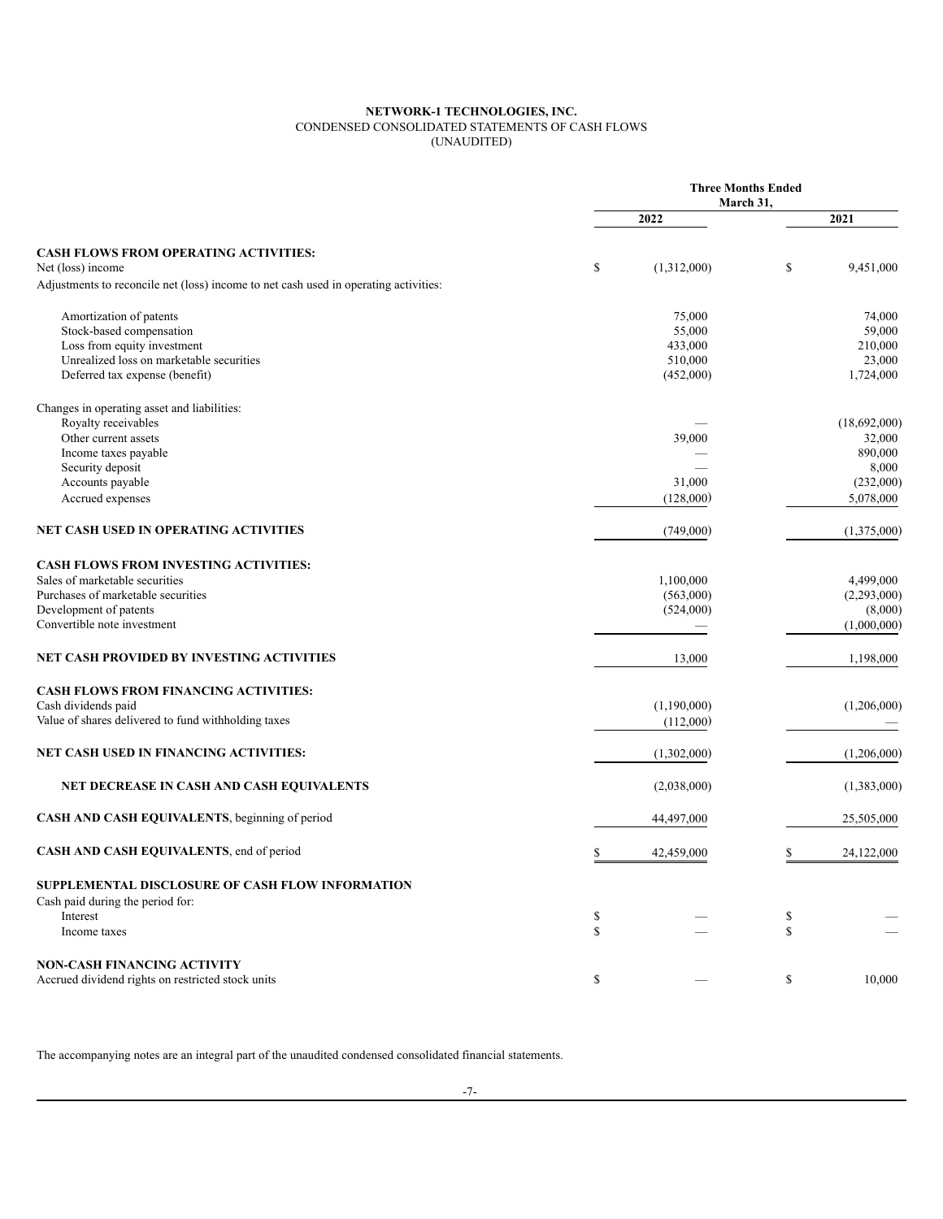**NETWORK-1 TECHNOLOGIES, INC.**
CONDENSED CONSOLIDATED STATEMENTS OF CASH FLOWS
(UNAUDITED)

| | Three Months Ended March 31, | |
|---|---|---|
| | 2022 | 2021 |
| **CASH FLOWS FROM OPERATING ACTIVITIES:** | | |
| Net (loss) income | $ (1,312,000) | $ 9,451,000 |
| Adjustments to reconcile net (loss) income to net cash used in operating activities: | | |
| Amortization of patents | 75,000 | 74,000 |
| Stock-based compensation | 55,000 | 59,000 |
| Loss from equity investment | 433,000 | 210,000 |
| Unrealized loss on marketable securities | 510,000 | 23,000 |
| Deferred tax expense (benefit) | (452,000) | 1,724,000 |
| Changes in operating asset and liabilities: | | |
| Royalty receivables | — | (18,692,000) |
| Other current assets | 39,000 | 32,000 |
| Income taxes payable | — | 890,000 |
| Security deposit | — | 8,000 |
| Accounts payable | 31,000 | (232,000) |
| Accrued expenses | (128,000) | 5,078,000 |
| **NET CASH USED IN OPERATING ACTIVITIES** | (749,000) | (1,375,000) |
| **CASH FLOWS FROM INVESTING ACTIVITIES:** | | |
| Sales of marketable securities | 1,100,000 | 4,499,000 |
| Purchases of marketable securities | (563,000) | (2,293,000) |
| Development of patents | (524,000) | (8,000) |
| Convertible note investment | — | (1,000,000) |
| **NET CASH PROVIDED BY INVESTING ACTIVITIES** | 13,000 | 1,198,000 |
| **CASH FLOWS FROM FINANCING ACTIVITIES:** | | |
| Cash dividends paid | (1,190,000) | (1,206,000) |
| Value of shares delivered to fund withholding taxes | (112,000) | — |
| **NET CASH USED IN FINANCING ACTIVITIES:** | (1,302,000) | (1,206,000) |
| **NET DECREASE IN CASH AND CASH EQUIVALENTS** | (2,038,000) | (1,383,000) |
| **CASH AND CASH EQUIVALENTS**, beginning of period | 44,497,000 | 25,505,000 |
| **CASH AND CASH EQUIVALENTS**, end of period | $ 42,459,000 | $ 24,122,000 |
| **SUPPLEMENTAL DISCLOSURE OF CASH FLOW INFORMATION** | | |
| Cash paid during the period for: | | |
| Interest | $ — | $ — |
| Income taxes | $ — | $ — |
| **NON-CASH FINANCING ACTIVITY** | | |
| Accrued dividend rights on restricted stock units | $ — | $ 10,000 |

The accompanying notes are an integral part of the unaudited condensed consolidated financial statements.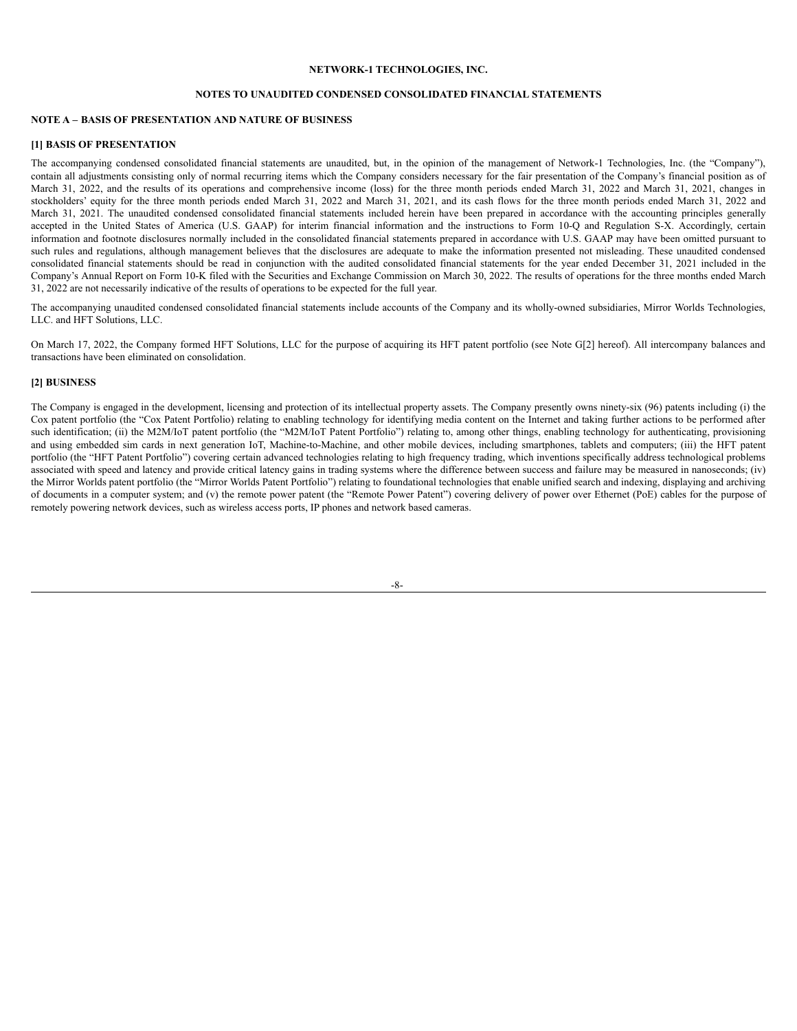**NETWORK-1 TECHNOLOGIES, INC.**

**NOTES TO UNAUDITED CONDENSED CONSOLIDATED FINANCIAL STATEMENTS**

**NOTE A – BASIS OF PRESENTATION AND NATURE OF BUSINESS**

**[1] BASIS OF PRESENTATION**

The accompanying condensed consolidated financial statements are unaudited, but, in the opinion of the management of Network-1 Technologies, Inc. (the "Company"), contain all adjustments consisting only of normal recurring items which the Company considers necessary for the fair presentation of the Company's financial position as of March 31, 2022, and the results of its operations and comprehensive income (loss) for the three month periods ended March 31, 2022 and March 31, 2021, changes in stockholders' equity for the three month periods ended March 31, 2022 and March 31, 2021, and its cash flows for the three month periods ended March 31, 2022 and March 31, 2021. The unaudited condensed consolidated financial statements included herein have been prepared in accordance with the accounting principles generally accepted in the United States of America (U.S. GAAP) for interim financial information and the instructions to Form 10-Q and Regulation S-X. Accordingly, certain information and footnote disclosures normally included in the consolidated financial statements prepared in accordance with U.S. GAAP may have been omitted pursuant to such rules and regulations, although management believes that the disclosures are adequate to make the information presented not misleading. These unaudited condensed consolidated financial statements should be read in conjunction with the audited consolidated financial statements for the year ended December 31, 2021 included in the Company's Annual Report on Form 10-K filed with the Securities and Exchange Commission on March 30, 2022. The results of operations for the three months ended March 31, 2022 are not necessarily indicative of the results of operations to be expected for the full year.

The accompanying unaudited condensed consolidated financial statements include accounts of the Company and its wholly-owned subsidiaries, Mirror Worlds Technologies, LLC. and HFT Solutions, LLC.

On March 17, 2022, the Company formed HFT Solutions, LLC for the purpose of acquiring its HFT patent portfolio (see Note G[2] hereof). All intercompany balances and transactions have been eliminated on consolidation.

**[2] BUSINESS**

The Company is engaged in the development, licensing and protection of its intellectual property assets. The Company presently owns ninety-six (96) patents including (i) the Cox patent portfolio (the "Cox Patent Portfolio) relating to enabling technology for identifying media content on the Internet and taking further actions to be performed after such identification; (ii) the M2M/IoT patent portfolio (the "M2M/IoT Patent Portfolio") relating to, among other things, enabling technology for authenticating, provisioning and using embedded sim cards in next generation IoT, Machine-to-Machine, and other mobile devices, including smartphones, tablets and computers; (iii) the HFT patent portfolio (the "HFT Patent Portfolio") covering certain advanced technologies relating to high frequency trading, which inventions specifically address technological problems associated with speed and latency and provide critical latency gains in trading systems where the difference between success and failure may be measured in nanoseconds; (iv) the Mirror Worlds patent portfolio (the "Mirror Worlds Patent Portfolio") relating to foundational technologies that enable unified search and indexing, displaying and archiving of documents in a computer system; and (v) the remote power patent (the "Remote Power Patent") covering delivery of power over Ethernet (PoE) cables for the purpose of remotely powering network devices, such as wireless access ports, IP phones and network based cameras.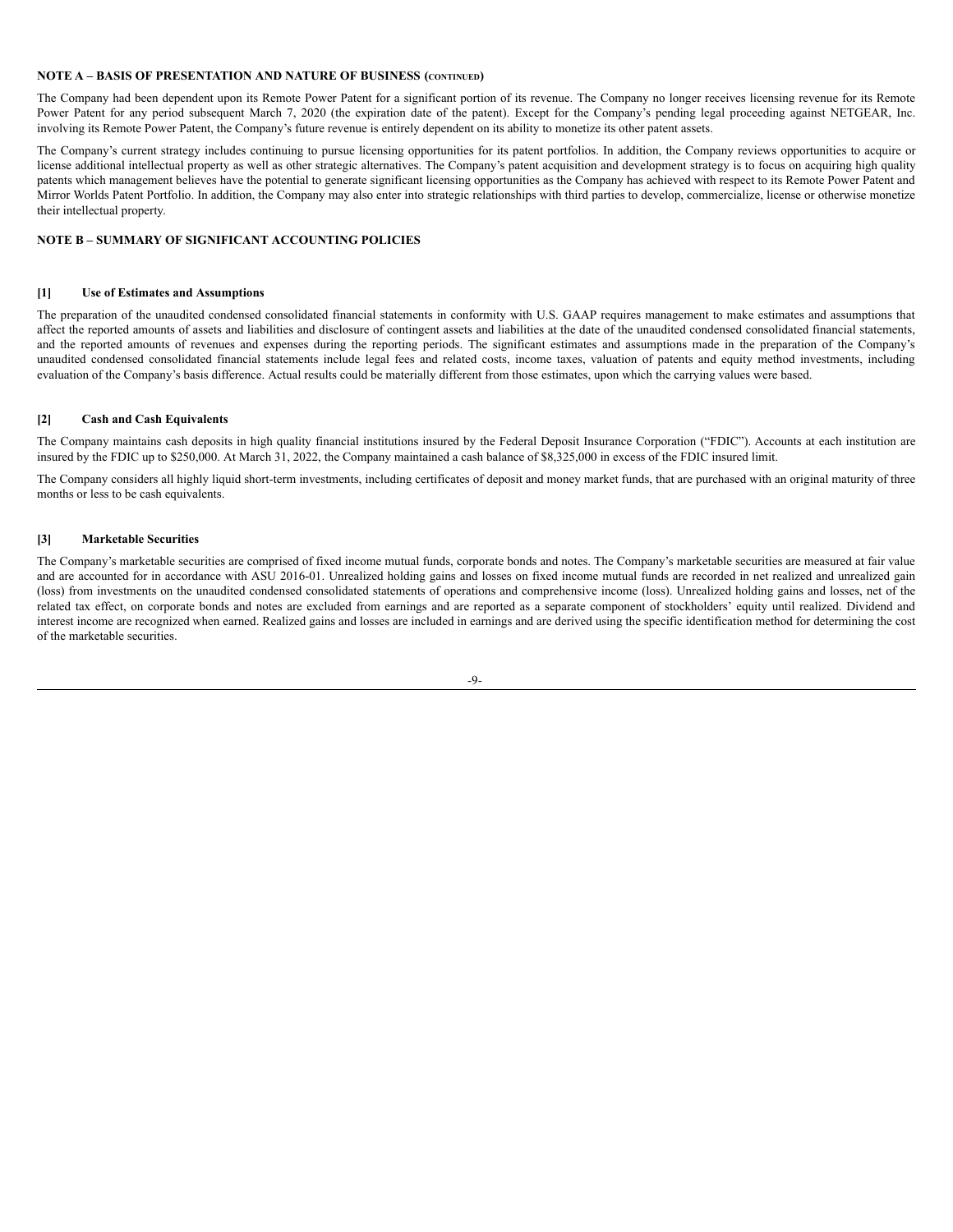**NOTE A – BASIS OF PRESENTATION AND NATURE OF BUSINESS (CONTINUED)**

The Company had been dependent upon its Remote Power Patent for a significant portion of its revenue. The Company no longer receives licensing revenue for its Remote Power Patent for any period subsequent March 7, 2020 (the expiration date of the patent). Except for the Company's pending legal proceeding against NETGEAR, Inc. involving its Remote Power Patent, the Company's future revenue is entirely dependent on its ability to monetize its other patent assets.

The Company's current strategy includes continuing to pursue licensing opportunities for its patent portfolios. In addition, the Company reviews opportunities to acquire or license additional intellectual property as well as other strategic alternatives. The Company's patent acquisition and development strategy is to focus on acquiring high quality patents which management believes have the potential to generate significant licensing opportunities as the Company has achieved with respect to its Remote Power Patent and Mirror Worlds Patent Portfolio. In addition, the Company may also enter into strategic relationships with third parties to develop, commercialize, license or otherwise monetize their intellectual property.

**NOTE B – SUMMARY OF SIGNIFICANT ACCOUNTING POLICIES**

**[1] Use of Estimates and Assumptions**

The preparation of the unaudited condensed consolidated financial statements in conformity with U.S. GAAP requires management to make estimates and assumptions that affect the reported amounts of assets and liabilities and disclosure of contingent assets and liabilities at the date of the unaudited condensed consolidated financial statements, and the reported amounts of revenues and expenses during the reporting periods. The significant estimates and assumptions made in the preparation of the Company's unaudited condensed consolidated financial statements include legal fees and related costs, income taxes, valuation of patents and equity method investments, including evaluation of the Company's basis difference. Actual results could be materially different from those estimates, upon which the carrying values were based.

**[2] Cash and Cash Equivalents**

The Company maintains cash deposits in high quality financial institutions insured by the Federal Deposit Insurance Corporation ("FDIC"). Accounts at each institution are insured by the FDIC up to $250,000. At March 31, 2022, the Company maintained a cash balance of $8,325,000 in excess of the FDIC insured limit.

The Company considers all highly liquid short-term investments, including certificates of deposit and money market funds, that are purchased with an original maturity of three months or less to be cash equivalents.

**[3] Marketable Securities**

The Company's marketable securities are comprised of fixed income mutual funds, corporate bonds and notes. The Company's marketable securities are measured at fair value and are accounted for in accordance with ASU 2016-01. Unrealized holding gains and losses on fixed income mutual funds are recorded in net realized and unrealized gain (loss) from investments on the unaudited condensed consolidated statements of operations and comprehensive income (loss). Unrealized holding gains and losses, net of the related tax effect, on corporate bonds and notes are excluded from earnings and are reported as a separate component of stockholders' equity until realized. Dividend and interest income are recognized when earned. Realized gains and losses are included in earnings and are derived using the specific identification method for determining the cost of the marketable securities.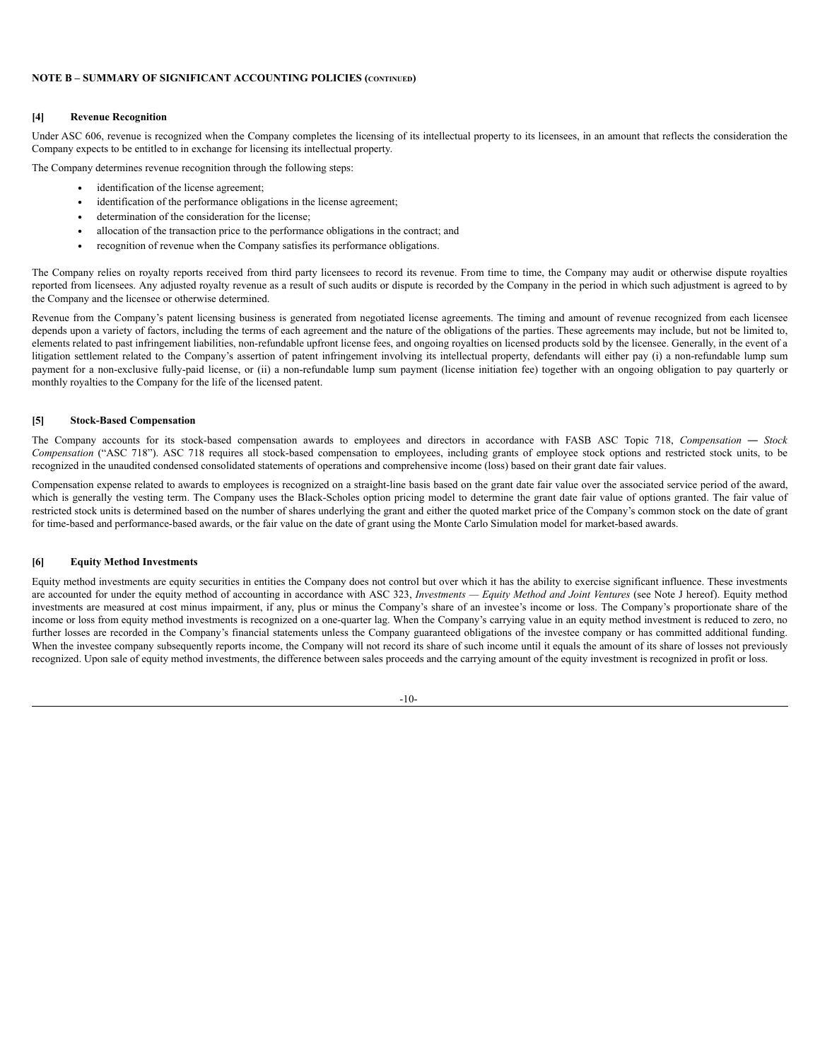**NOTE B – SUMMARY OF SIGNIFICANT ACCOUNTING POLICIES (CONTINUED)**

**[4] Revenue Recognition**

Under ASC 606, revenue is recognized when the Company completes the licensing of its intellectual property to its licensees, in an amount that reflects the consideration the Company expects to be entitled to in exchange for licensing its intellectual property.

The Company determines revenue recognition through the following steps:

- identification of the license agreement;
- identification of the performance obligations in the license agreement;
- determination of the consideration for the license;
- allocation of the transaction price to the performance obligations in the contract; and
- recognition of revenue when the Company satisfies its performance obligations.

The Company relies on royalty reports received from third party licensees to record its revenue. From time to time, the Company may audit or otherwise dispute royalties reported from licensees. Any adjusted royalty revenue as a result of such audits or dispute is recorded by the Company in the period in which such adjustment is agreed to by the Company and the licensee or otherwise determined.

Revenue from the Company's patent licensing business is generated from negotiated license agreements. The timing and amount of revenue recognized from each licensee depends upon a variety of factors, including the terms of each agreement and the nature of the obligations of the parties. These agreements may include, but not be limited to, elements related to past infringement liabilities, non-refundable upfront license fees, and ongoing royalties on licensed products sold by the licensee. Generally, in the event of a litigation settlement related to the Company's assertion of patent infringement involving its intellectual property, defendants will either pay (i) a non-refundable lump sum payment for a non-exclusive fully-paid license, or (ii) a non-refundable lump sum payment (license initiation fee) together with an ongoing obligation to pay quarterly or monthly royalties to the Company for the life of the licensed patent.

**[5] Stock-Based Compensation**

The Company accounts for its stock-based compensation awards to employees and directors in accordance with FASB ASC Topic 718, *Compensation — Stock Compensation* ("ASC 718"). ASC 718 requires all stock-based compensation to employees, including grants of employee stock options and restricted stock units, to be recognized in the unaudited condensed consolidated statements of operations and comprehensive income (loss) based on their grant date fair values.

Compensation expense related to awards to employees is recognized on a straight-line basis based on the grant date fair value over the associated service period of the award, which is generally the vesting term. The Company uses the Black-Scholes option pricing model to determine the grant date fair value of options granted. The fair value of restricted stock units is determined based on the number of shares underlying the grant and either the quoted market price of the Company's common stock on the date of grant for time-based and performance-based awards, or the fair value on the date of grant using the Monte Carlo Simulation model for market-based awards.

**[6] Equity Method Investments**

Equity method investments are equity securities in entities the Company does not control but over which it has the ability to exercise significant influence. These investments are accounted for under the equity method of accounting in accordance with ASC 323, *Investments — Equity Method and Joint Ventures* (see Note J hereof). Equity method investments are measured at cost minus impairment, if any, plus or minus the Company's share of an investee's income or loss. The Company's proportionate share of the income or loss from equity method investments is recognized on a one-quarter lag. When the Company's carrying value in an equity method investment is reduced to zero, no further losses are recorded in the Company's financial statements unless the Company guaranteed obligations of the investee company or has committed additional funding. When the investee company subsequently reports income, the Company will not record its share of such income until it equals the amount of its share of losses not previously recognized. Upon sale of equity method investments, the difference between sales proceeds and the carrying amount of the equity investment is recognized in profit or loss.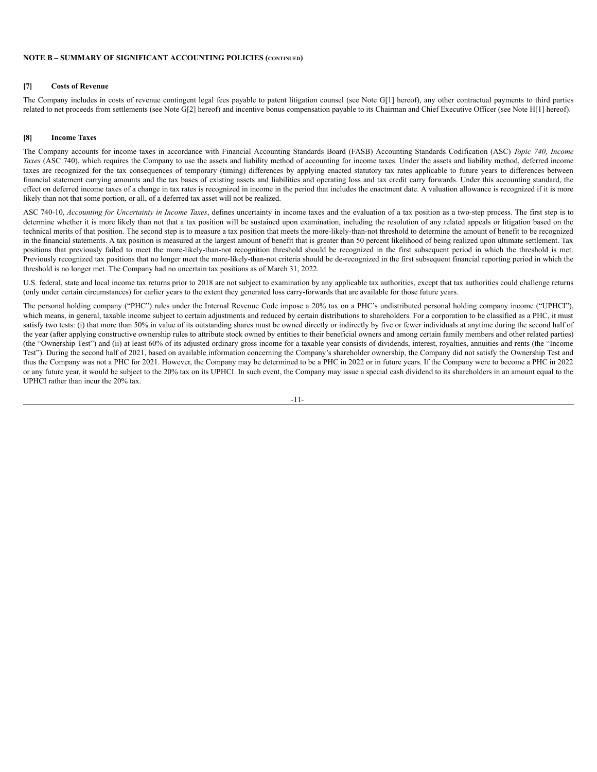**NOTE B – SUMMARY OF SIGNIFICANT ACCOUNTING POLICIES (CONTINUED)**

**[7] Costs of Revenue**

The Company includes in costs of revenue contingent legal fees payable to patent litigation counsel (see Note G[1] hereof), any other contractual payments to third parties related to net proceeds from settlements (see Note G[2] hereof) and incentive bonus compensation payable to its Chairman and Chief Executive Officer (see Note H[1] hereof).

**[8] Income Taxes**

The Company accounts for income taxes in accordance with Financial Accounting Standards Board (FASB) Accounting Standards Codification (ASC) *Topic 740, Income Taxes* (ASC 740), which requires the Company to use the assets and liability method of accounting for income taxes. Under the assets and liability method, deferred income taxes are recognized for the tax consequences of temporary (timing) differences by applying enacted statutory tax rates applicable to future years to differences between financial statement carrying amounts and the tax bases of existing assets and liabilities and operating loss and tax credit carry forwards. Under this accounting standard, the effect on deferred income taxes of a change in tax rates is recognized in income in the period that includes the enactment date. A valuation allowance is recognized if it is more likely than not that some portion, or all, of a deferred tax asset will not be realized.

ASC 740-10, *Accounting for Uncertainty in Income Taxes*, defines uncertainty in income taxes and the evaluation of a tax position as a two-step process. The first step is to determine whether it is more likely than not that a tax position will be sustained upon examination, including the resolution of any related appeals or litigation based on the technical merits of that position. The second step is to measure a tax position that meets the more-likely-than-not threshold to determine the amount of benefit to be recognized in the financial statements. A tax position is measured at the largest amount of benefit that is greater than 50 percent likelihood of being realized upon ultimate settlement. Tax positions that previously failed to meet the more-likely-than-not recognition threshold should be recognized in the first subsequent period in which the threshold is met. Previously recognized tax positions that no longer meet the more-likely-than-not criteria should be de-recognized in the first subsequent financial reporting period in which the threshold is no longer met. The Company had no uncertain tax positions as of March 31, 2022.

U.S. federal, state and local income tax returns prior to 2018 are not subject to examination by any applicable tax authorities, except that tax authorities could challenge returns (only under certain circumstances) for earlier years to the extent they generated loss carry-forwards that are available for those future years.

The personal holding company ("PHC") rules under the Internal Revenue Code impose a 20% tax on a PHC's undistributed personal holding company income ("UPHCI"), which means, in general, taxable income subject to certain adjustments and reduced by certain distributions to shareholders. For a corporation to be classified as a PHC, it must satisfy two tests: (i) that more than 50% in value of its outstanding shares must be owned directly or indirectly by five or fewer individuals at anytime during the second half of the year (after applying constructive ownership rules to attribute stock owned by entities to their beneficial owners and among certain family members and other related parties) (the "Ownership Test") and (ii) at least 60% of its adjusted ordinary gross income for a taxable year consists of dividends, interest, royalties, annuities and rents (the "Income Test"). During the second half of 2021, based on available information concerning the Company's shareholder ownership, the Company did not satisfy the Ownership Test and thus the Company was not a PHC for 2021. However, the Company may be determined to be a PHC in 2022 or in future years. If the Company were to become a PHC in 2022 or any future year, it would be subject to the 20% tax on its UPHCI. In such event, the Company may issue a special cash dividend to its shareholders in an amount equal to the UPHCI rather than incur the 20% tax.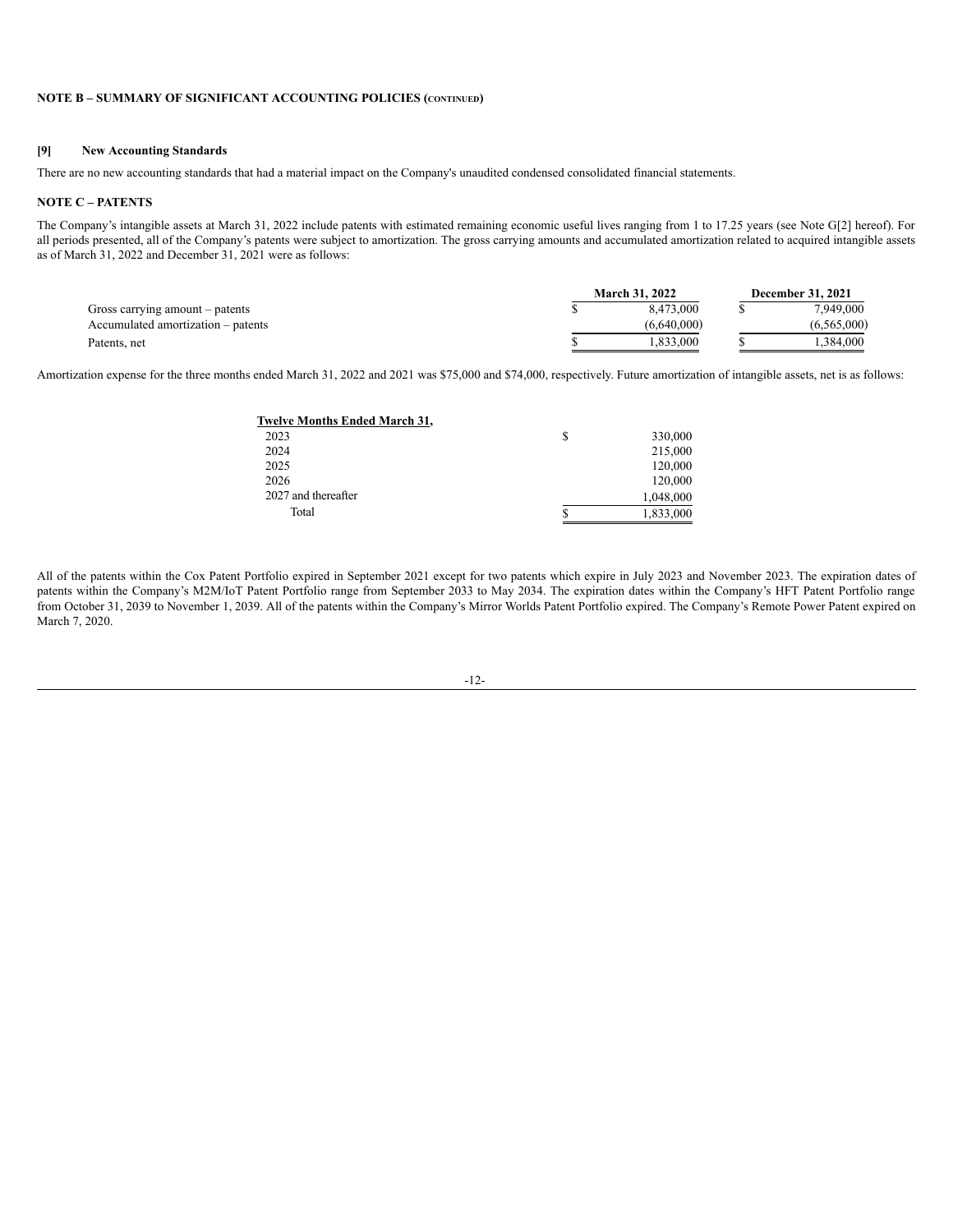**NOTE B – SUMMARY OF SIGNIFICANT ACCOUNTING POLICIES (CONTINUED)**

**[9] New Accounting Standards**

There are no new accounting standards that had a material impact on the Company's unaudited condensed consolidated financial statements.

**NOTE C – PATENTS**

The Company's intangible assets at March 31, 2022 include patents with estimated remaining economic useful lives ranging from 1 to 17.25 years (see Note G[2] hereof). For all periods presented, all of the Company's patents were subject to amortization. The gross carrying amounts and accumulated amortization related to acquired intangible assets as of March 31, 2022 and December 31, 2021 were as follows:

| | March 31, 2022 | December 31, 2021 |
|---|---|---|
| Gross carrying amount – patents | $ 8,473,000 | $ 7,949,000 |
| Accumulated amortization – patents | (6,640,000) | (6,565,000) |
| Patents, net | $ 1,833,000 | $ 1,384,000 |

Amortization expense for the three months ended March 31, 2022 and 2021 was $75,000 and $74,000, respectively. Future amortization of intangible assets, net is as follows:

| Twelve Months Ended March 31, | |
|---|---|
| 2023 | $ 330,000 |
| 2024 | 215,000 |
| 2025 | 120,000 |
| 2026 | 120,000 |
| 2027 and thereafter | 1,048,000 |
| Total | $ 1,833,000 |

All of the patents within the Cox Patent Portfolio expired in September 2021 except for two patents which expire in July 2023 and November 2023. The expiration dates of patents within the Company's M2M/IoT Patent Portfolio range from September 2033 to May 2034. The expiration dates within the Company's HFT Patent Portfolio range from October 31, 2039 to November 1, 2039. All of the patents within the Company's Mirror Worlds Patent Portfolio expired. The Company's Remote Power Patent expired on March 7, 2020.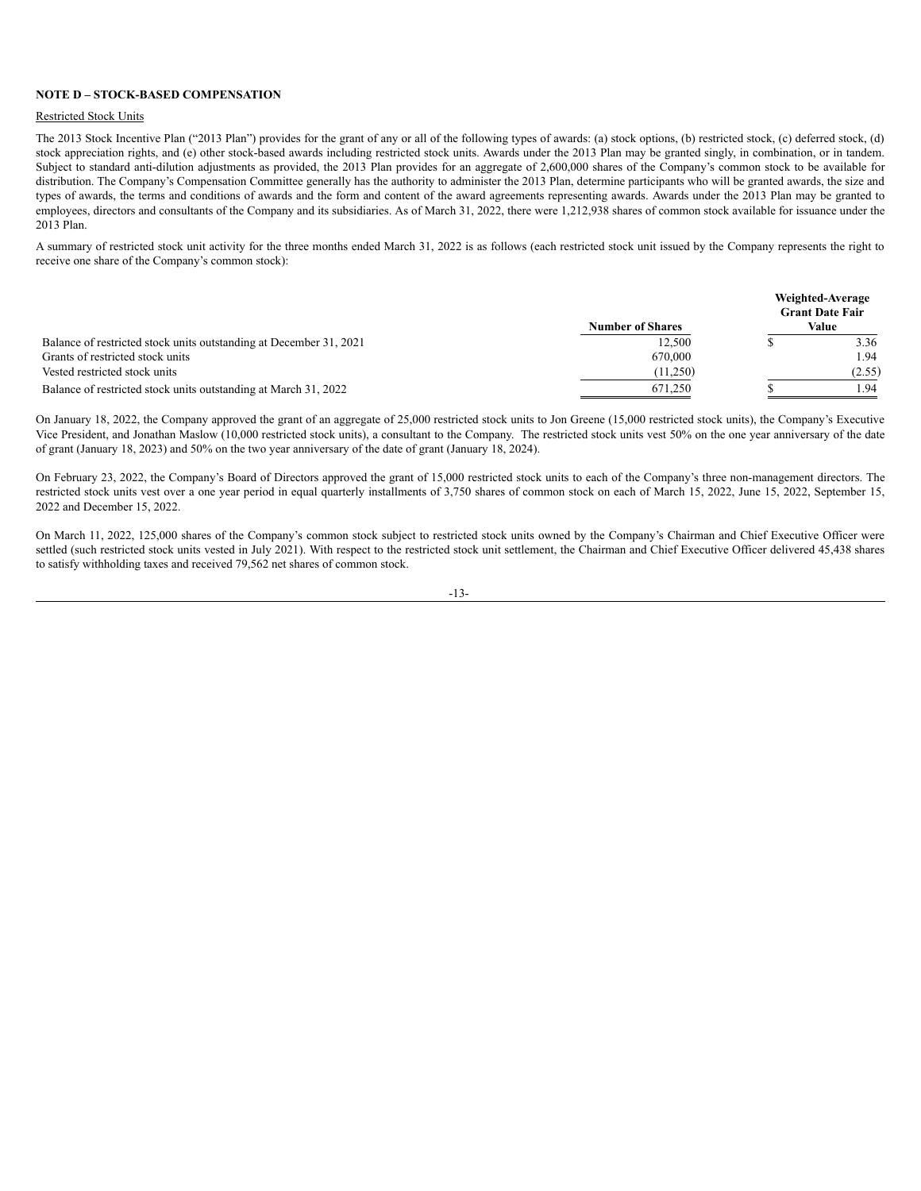**NOTE D – STOCK-BASED COMPENSATION**

Restricted Stock Units

The 2013 Stock Incentive Plan ("2013 Plan") provides for the grant of any or all of the following types of awards: (a) stock options, (b) restricted stock, (c) deferred stock, (d) stock appreciation rights, and (e) other stock-based awards including restricted stock units. Awards under the 2013 Plan may be granted singly, in combination, or in tandem. Subject to standard anti-dilution adjustments as provided, the 2013 Plan provides for an aggregate of 2,600,000 shares of the Company's common stock to be available for distribution. The Company's Compensation Committee generally has the authority to administer the 2013 Plan, determine participants who will be granted awards, the size and types of awards, the terms and conditions of awards and the form and content of the award agreements representing awards. Awards under the 2013 Plan may be granted to employees, directors and consultants of the Company and its subsidiaries. As of March 31, 2022, there were 1,212,938 shares of common stock available for issuance under the 2013 Plan.

A summary of restricted stock unit activity for the three months ended March 31, 2022 is as follows (each restricted stock unit issued by the Company represents the right to receive one share of the Company's common stock):

| | Number of Shares | Weighted-Average Grant Date Fair Value |
|---|---|---|
| Balance of restricted stock units outstanding at December 31, 2021 | 12,500 | $ 3.36 |
| Grants of restricted stock units | 670,000 | 1.94 |
| Vested restricted stock units | (11,250) | (2.55) |
| Balance of restricted stock units outstanding at March 31, 2022 | 671,250 | $ 1.94 |

On January 18, 2022, the Company approved the grant of an aggregate of 25,000 restricted stock units to Jon Greene (15,000 restricted stock units), the Company's Executive Vice President, and Jonathan Maslow (10,000 restricted stock units), a consultant to the Company. The restricted stock units vest 50% on the one year anniversary of the date of grant (January 18, 2023) and 50% on the two year anniversary of the date of grant (January 18, 2024).

On February 23, 2022, the Company's Board of Directors approved the grant of 15,000 restricted stock units to each of the Company's three non-management directors. The restricted stock units vest over a one year period in equal quarterly installments of 3,750 shares of common stock on each of March 15, 2022, June 15, 2022, September 15, 2022 and December 15, 2022.

On March 11, 2022, 125,000 shares of the Company's common stock subject to restricted stock units owned by the Company's Chairman and Chief Executive Officer were settled (such restricted stock units vested in July 2021). With respect to the restricted stock unit settlement, the Chairman and Chief Executive Officer delivered 45,438 shares to satisfy withholding taxes and received 79,562 net shares of common stock.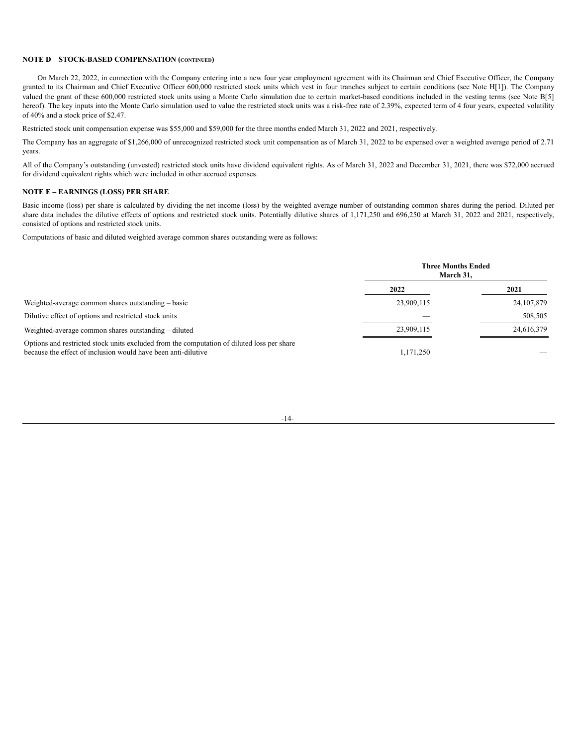**NOTE D – STOCK-BASED COMPENSATION (CONTINUED)**

On March 22, 2022, in connection with the Company entering into a new four year employment agreement with its Chairman and Chief Executive Officer, the Company granted to its Chairman and Chief Executive Officer 600,000 restricted stock units which vest in four tranches subject to certain conditions (see Note H[1]). The Company valued the grant of these 600,000 restricted stock units using a Monte Carlo simulation due to certain market-based conditions included in the vesting terms (see Note B[5] hereof). The key inputs into the Monte Carlo simulation used to value the restricted stock units was a risk-free rate of 2.39%, expected term of 4 four years, expected volatility of 40% and a stock price of $2.47.

Restricted stock unit compensation expense was $55,000 and $59,000 for the three months ended March 31, 2022 and 2021, respectively.

The Company has an aggregate of $1,266,000 of unrecognized restricted stock unit compensation as of March 31, 2022 to be expensed over a weighted average period of 2.71 years.

All of the Company's outstanding (unvested) restricted stock units have dividend equivalent rights. As of March 31, 2022 and December 31, 2021, there was $72,000 accrued for dividend equivalent rights which were included in other accrued expenses.

**NOTE E – EARNINGS (LOSS) PER SHARE**

Basic income (loss) per share is calculated by dividing the net income (loss) by the weighted average number of outstanding common shares during the period. Diluted per share data includes the dilutive effects of options and restricted stock units. Potentially dilutive shares of 1,171,250 and 696,250 at March 31, 2022 and 2021, respectively, consisted of options and restricted stock units.

Computations of basic and diluted weighted average common shares outstanding were as follows:

| | Three Months Ended March 31, | |
|---|---|---|
| | 2022 | 2021 |
| Weighted-average common shares outstanding – basic | 23,909,115 | 24,107,879 |
| Dilutive effect of options and restricted stock units | — | 508,505 |
| Weighted-average common shares outstanding – diluted | 23,909,115 | 24,616,379 |
| Options and restricted stock units excluded from the computation of diluted loss per share because the effect of inclusion would have been anti-dilutive | 1,171,250 | — |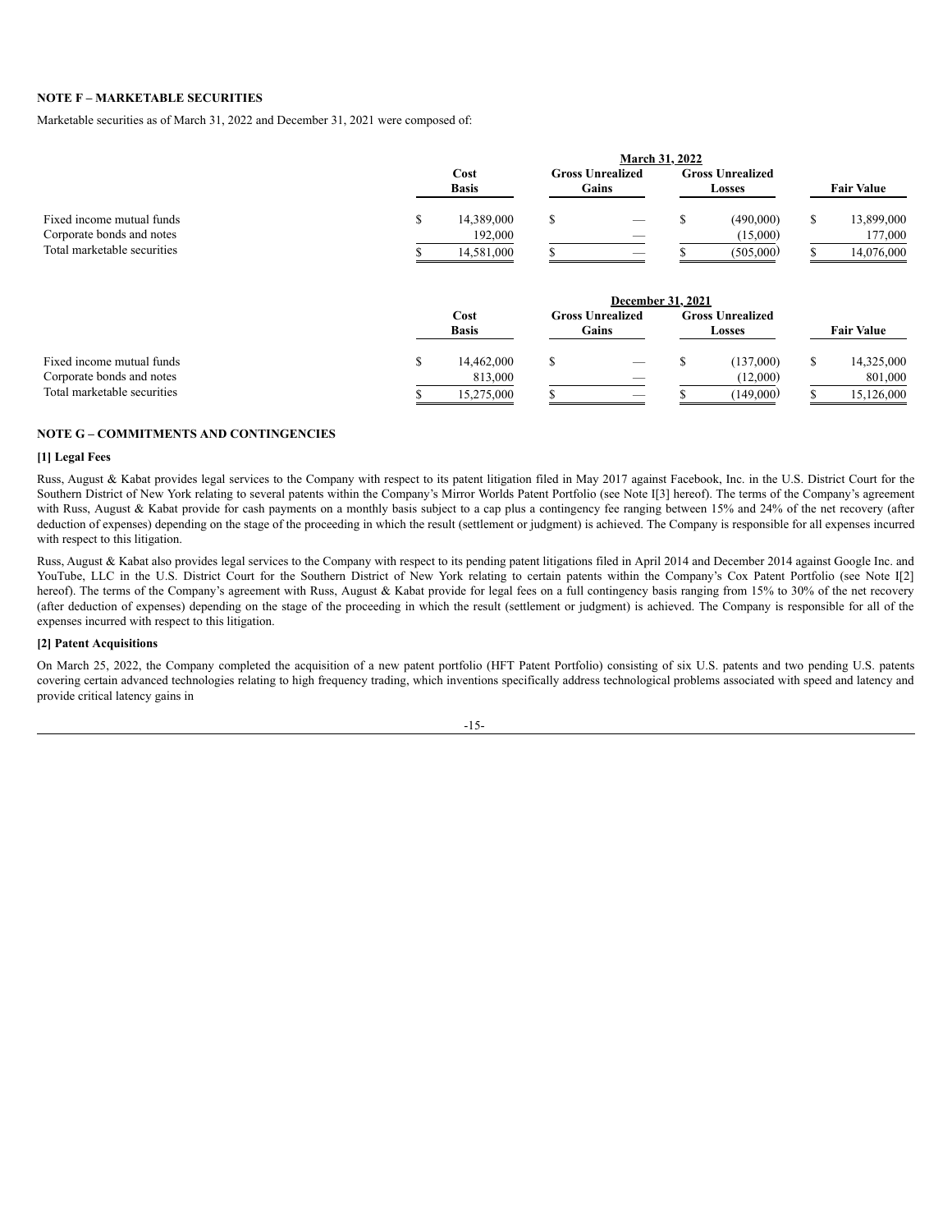### NOTE F – MARKETABLE SECURITIES

Marketable securities as of March 31, 2022 and December 31, 2021 were composed of:

| | March 31, 2022 | | | |
|---|---|---|---|---|
| | Cost Basis | Gross Unrealized Gains | Gross Unrealized Losses | Fair Value |
| Fixed income mutual funds | $ 14,389,000 | $ — | $ (490,000) | $ 13,899,000 |
| Corporate bonds and notes | 192,000 | — | (15,000) | 177,000 |
| Total marketable securities | $ 14,581,000 | $ — | $ (505,000) | $ 14,076,000 |

| | December 31, 2021 | | | |
|---|---|---|---|---|
| | Cost Basis | Gross Unrealized Gains | Gross Unrealized Losses | Fair Value |
| Fixed income mutual funds | $ 14,462,000 | $ — | $ (137,000) | $ 14,325,000 |
| Corporate bonds and notes | 813,000 | — | (12,000) | 801,000 |
| Total marketable securities | $ 15,275,000 | $ — | $ (149,000) | $ 15,126,000 |

### NOTE G – COMMITMENTS AND CONTINGENCIES

**[1] Legal Fees**

Russ, August & Kabat provides legal services to the Company with respect to its patent litigation filed in May 2017 against Facebook, Inc. in the U.S. District Court for the Southern District of New York relating to several patents within the Company's Mirror Worlds Patent Portfolio (see Note I[3] hereof). The terms of the Company's agreement with Russ, August & Kabat provide for cash payments on a monthly basis subject to a cap plus a contingency fee ranging between 15% and 24% of the net recovery (after deduction of expenses) depending on the stage of the proceeding in which the result (settlement or judgment) is achieved. The Company is responsible for all expenses incurred with respect to this litigation.

Russ, August & Kabat also provides legal services to the Company with respect to its pending patent litigations filed in April 2014 and December 2014 against Google Inc. and YouTube, LLC in the U.S. District Court for the Southern District of New York relating to certain patents within the Company's Cox Patent Portfolio (see Note I[2] hereof). The terms of the Company's agreement with Russ, August & Kabat provide for legal fees on a full contingency basis ranging from 15% to 30% of the net recovery (after deduction of expenses) depending on the stage of the proceeding in which the result (settlement or judgment) is achieved. The Company is responsible for all of the expenses incurred with respect to this litigation.

**[2] Patent Acquisitions**

On March 25, 2022, the Company completed the acquisition of a new patent portfolio (HFT Patent Portfolio) consisting of six U.S. patents and two pending U.S. patents covering certain advanced technologies relating to high frequency trading, which inventions specifically address technological problems associated with speed and latency and provide critical latency gains in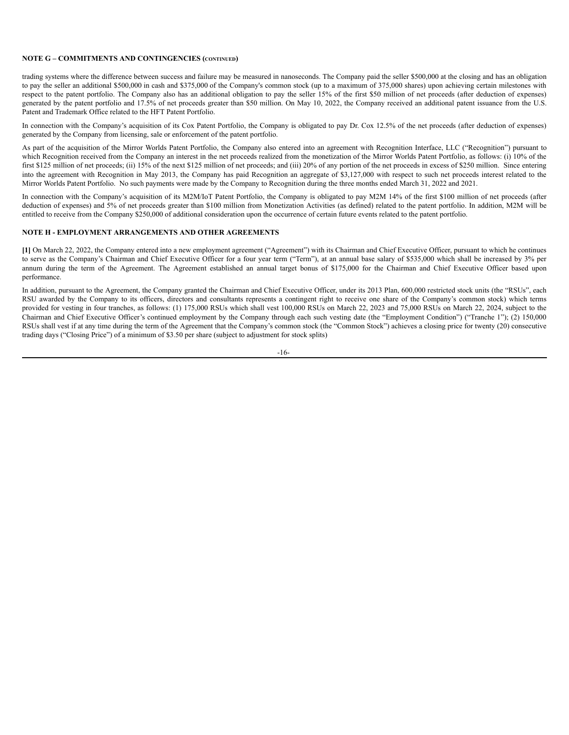**NOTE G – COMMITMENTS AND CONTINGENCIES (CONTINUED)**

trading systems where the difference between success and failure may be measured in nanoseconds. The Company paid the seller $500,000 at the closing and has an obligation to pay the seller an additional $500,000 in cash and $375,000 of the Company's common stock (up to a maximum of 375,000 shares) upon achieving certain milestones with respect to the patent portfolio. The Company also has an additional obligation to pay the seller 15% of the first $50 million of net proceeds (after deduction of expenses) generated by the patent portfolio and 17.5% of net proceeds greater than $50 million. On May 10, 2022, the Company received an additional patent issuance from the U.S. Patent and Trademark Office related to the HFT Patent Portfolio.

In connection with the Company's acquisition of its Cox Patent Portfolio, the Company is obligated to pay Dr. Cox 12.5% of the net proceeds (after deduction of expenses) generated by the Company from licensing, sale or enforcement of the patent portfolio.

As part of the acquisition of the Mirror Worlds Patent Portfolio, the Company also entered into an agreement with Recognition Interface, LLC ("Recognition") pursuant to which Recognition received from the Company an interest in the net proceeds realized from the monetization of the Mirror Worlds Patent Portfolio, as follows: (i) 10% of the first $125 million of net proceeds; (ii) 15% of the next $125 million of net proceeds; and (iii) 20% of any portion of the net proceeds in excess of $250 million. Since entering into the agreement with Recognition in May 2013, the Company has paid Recognition an aggregate of $3,127,000 with respect to such net proceeds interest related to the Mirror Worlds Patent Portfolio. No such payments were made by the Company to Recognition during the three months ended March 31, 2022 and 2021.

In connection with the Company's acquisition of its M2M/IoT Patent Portfolio, the Company is obligated to pay M2M 14% of the first $100 million of net proceeds (after deduction of expenses) and 5% of net proceeds greater than $100 million from Monetization Activities (as defined) related to the patent portfolio. In addition, M2M will be entitled to receive from the Company $250,000 of additional consideration upon the occurrence of certain future events related to the patent portfolio.

**NOTE H - EMPLOYMENT ARRANGEMENTS AND OTHER AGREEMENTS**

**[1]** On March 22, 2022, the Company entered into a new employment agreement ("Agreement") with its Chairman and Chief Executive Officer, pursuant to which he continues to serve as the Company's Chairman and Chief Executive Officer for a four year term ("Term"), at an annual base salary of $535,000 which shall be increased by 3% per annum during the term of the Agreement. The Agreement established an annual target bonus of $175,000 for the Chairman and Chief Executive Officer based upon performance.

In addition, pursuant to the Agreement, the Company granted the Chairman and Chief Executive Officer, under its 2013 Plan, 600,000 restricted stock units (the "RSUs", each RSU awarded by the Company to its officers, directors and consultants represents a contingent right to receive one share of the Company's common stock) which terms provided for vesting in four tranches, as follows: (1) 175,000 RSUs which shall vest 100,000 RSUs on March 22, 2023 and 75,000 RSUs on March 22, 2024, subject to the Chairman and Chief Executive Officer's continued employment by the Company through each such vesting date (the "Employment Condition") ("Tranche 1"); (2) 150,000 RSUs shall vest if at any time during the term of the Agreement that the Company's common stock (the "Common Stock") achieves a closing price for twenty (20) consecutive trading days ("Closing Price") of a minimum of $3.50 per share (subject to adjustment for stock splits)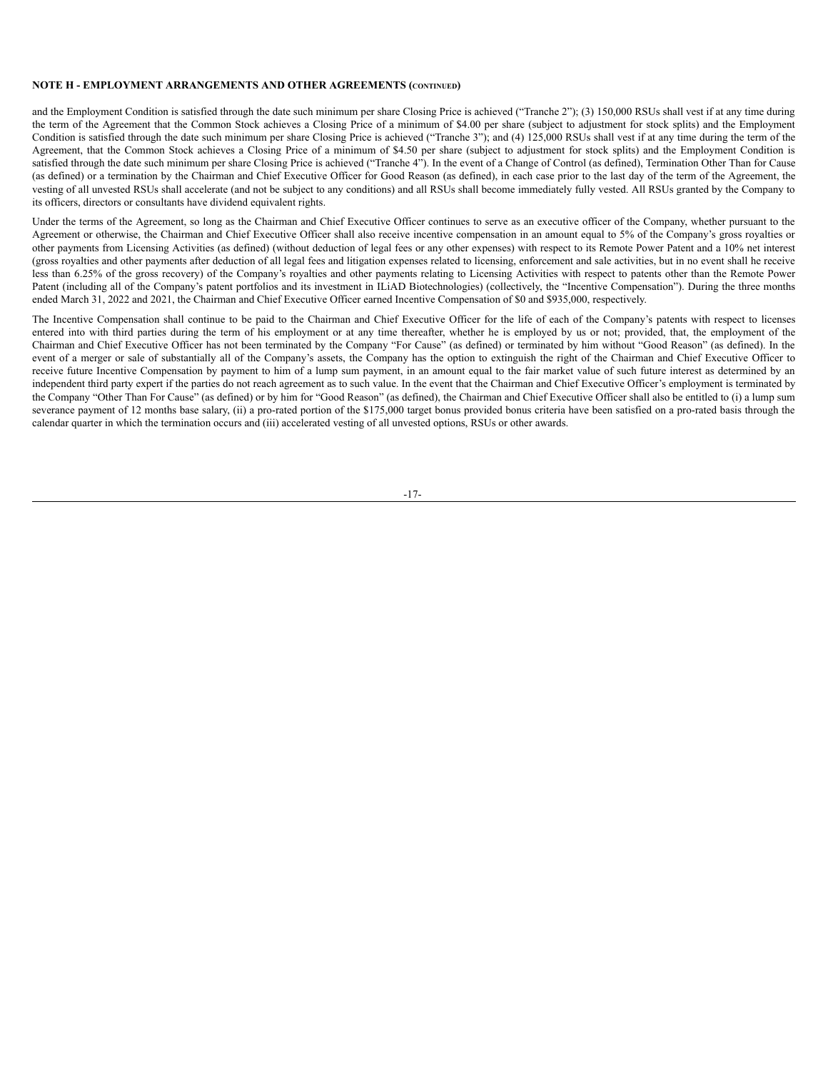**NOTE H - EMPLOYMENT ARRANGEMENTS AND OTHER AGREEMENTS (CONTINUED)**

and the Employment Condition is satisfied through the date such minimum per share Closing Price is achieved ("Tranche 2"); (3) 150,000 RSUs shall vest if at any time during the term of the Agreement that the Common Stock achieves a Closing Price of a minimum of $4.00 per share (subject to adjustment for stock splits) and the Employment Condition is satisfied through the date such minimum per share Closing Price is achieved ("Tranche 3"); and (4) 125,000 RSUs shall vest if at any time during the term of the Agreement, that the Common Stock achieves a Closing Price of a minimum of $4.50 per share (subject to adjustment for stock splits) and the Employment Condition is satisfied through the date such minimum per share Closing Price is achieved ("Tranche 4"). In the event of a Change of Control (as defined), Termination Other Than for Cause (as defined) or a termination by the Chairman and Chief Executive Officer for Good Reason (as defined), in each case prior to the last day of the term of the Agreement, the vesting of all unvested RSUs shall accelerate (and not be subject to any conditions) and all RSUs shall become immediately fully vested. All RSUs granted by the Company to its officers, directors or consultants have dividend equivalent rights.

Under the terms of the Agreement, so long as the Chairman and Chief Executive Officer continues to serve as an executive officer of the Company, whether pursuant to the Agreement or otherwise, the Chairman and Chief Executive Officer shall also receive incentive compensation in an amount equal to 5% of the Company's gross royalties or other payments from Licensing Activities (as defined) (without deduction of legal fees or any other expenses) with respect to its Remote Power Patent and a 10% net interest (gross royalties and other payments after deduction of all legal fees and litigation expenses related to licensing, enforcement and sale activities, but in no event shall he receive less than 6.25% of the gross recovery) of the Company's royalties and other payments relating to Licensing Activities with respect to patents other than the Remote Power Patent (including all of the Company's patent portfolios and its investment in ILiAD Biotechnologies) (collectively, the "Incentive Compensation"). During the three months ended March 31, 2022 and 2021, the Chairman and Chief Executive Officer earned Incentive Compensation of $0 and $935,000, respectively.

The Incentive Compensation shall continue to be paid to the Chairman and Chief Executive Officer for the life of each of the Company's patents with respect to licenses entered into with third parties during the term of his employment or at any time thereafter, whether he is employed by us or not; provided, that, the employment of the Chairman and Chief Executive Officer has not been terminated by the Company "For Cause" (as defined) or terminated by him without "Good Reason" (as defined). In the event of a merger or sale of substantially all of the Company's assets, the Company has the option to extinguish the right of the Chairman and Chief Executive Officer to receive future Incentive Compensation by payment to him of a lump sum payment, in an amount equal to the fair market value of such future interest as determined by an independent third party expert if the parties do not reach agreement as to such value. In the event that the Chairman and Chief Executive Officer's employment is terminated by the Company "Other Than For Cause" (as defined) or by him for "Good Reason" (as defined), the Chairman and Chief Executive Officer shall also be entitled to (i) a lump sum severance payment of 12 months base salary, (ii) a pro-rated portion of the $175,000 target bonus provided bonus criteria have been satisfied on a pro-rated basis through the calendar quarter in which the termination occurs and (iii) accelerated vesting of all unvested options, RSUs or other awards.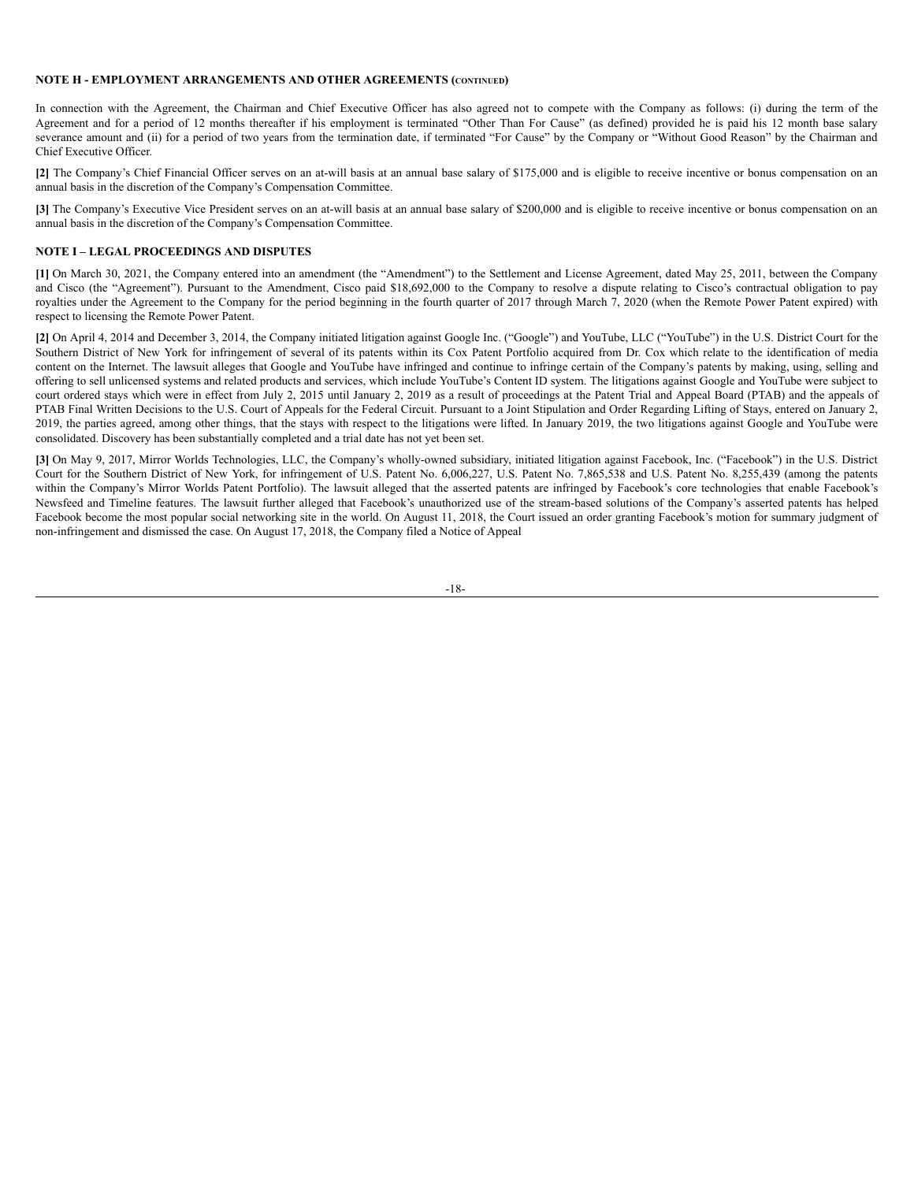**NOTE H - EMPLOYMENT ARRANGEMENTS AND OTHER AGREEMENTS (CONTINUED)**

In connection with the Agreement, the Chairman and Chief Executive Officer has also agreed not to compete with the Company as follows: (i) during the term of the Agreement and for a period of 12 months thereafter if his employment is terminated "Other Than For Cause" (as defined) provided he is paid his 12 month base salary severance amount and (ii) for a period of two years from the termination date, if terminated "For Cause" by the Company or "Without Good Reason" by the Chairman and Chief Executive Officer.

**[2]** The Company's Chief Financial Officer serves on an at-will basis at an annual base salary of $175,000 and is eligible to receive incentive or bonus compensation on an annual basis in the discretion of the Company's Compensation Committee.

**[3]** The Company's Executive Vice President serves on an at-will basis at an annual base salary of $200,000 and is eligible to receive incentive or bonus compensation on an annual basis in the discretion of the Company's Compensation Committee.

**NOTE I – LEGAL PROCEEDINGS AND DISPUTES**

**[1]** On March 30, 2021, the Company entered into an amendment (the "Amendment") to the Settlement and License Agreement, dated May 25, 2011, between the Company and Cisco (the "Agreement"). Pursuant to the Amendment, Cisco paid $18,692,000 to the Company to resolve a dispute relating to Cisco's contractual obligation to pay royalties under the Agreement to the Company for the period beginning in the fourth quarter of 2017 through March 7, 2020 (when the Remote Power Patent expired) with respect to licensing the Remote Power Patent.

**[2]** On April 4, 2014 and December 3, 2014, the Company initiated litigation against Google Inc. ("Google") and YouTube, LLC ("YouTube") in the U.S. District Court for the Southern District of New York for infringement of several of its patents within its Cox Patent Portfolio acquired from Dr. Cox which relate to the identification of media content on the Internet. The lawsuit alleges that Google and YouTube have infringed and continue to infringe certain of the Company's patents by making, using, selling and offering to sell unlicensed systems and related products and services, which include YouTube's Content ID system. The litigations against Google and YouTube were subject to court ordered stays which were in effect from July 2, 2015 until January 2, 2019 as a result of proceedings at the Patent Trial and Appeal Board (PTAB) and the appeals of PTAB Final Written Decisions to the U.S. Court of Appeals for the Federal Circuit. Pursuant to a Joint Stipulation and Order Regarding Lifting of Stays, entered on January 2, 2019, the parties agreed, among other things, that the stays with respect to the litigations were lifted. In January 2019, the two litigations against Google and YouTube were consolidated. Discovery has been substantially completed and a trial date has not yet been set.

**[3]** On May 9, 2017, Mirror Worlds Technologies, LLC, the Company's wholly-owned subsidiary, initiated litigation against Facebook, Inc. ("Facebook") in the U.S. District Court for the Southern District of New York, for infringement of U.S. Patent No. 6,006,227, U.S. Patent No. 7,865,538 and U.S. Patent No. 8,255,439 (among the patents within the Company's Mirror Worlds Patent Portfolio). The lawsuit alleged that the asserted patents are infringed by Facebook's core technologies that enable Facebook's Newsfeed and Timeline features. The lawsuit further alleged that Facebook's unauthorized use of the stream-based solutions of the Company's asserted patents has helped Facebook become the most popular social networking site in the world. On August 11, 2018, the Court issued an order granting Facebook's motion for summary judgment of non-infringement and dismissed the case. On August 17, 2018, the Company filed a Notice of Appeal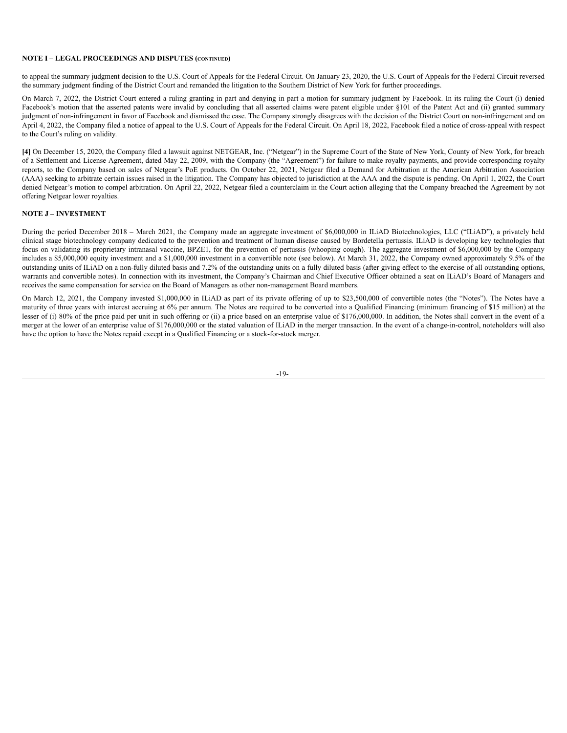**NOTE I – LEGAL PROCEEDINGS AND DISPUTES (CONTINUED)**

to appeal the summary judgment decision to the U.S. Court of Appeals for the Federal Circuit. On January 23, 2020, the U.S. Court of Appeals for the Federal Circuit reversed the summary judgment finding of the District Court and remanded the litigation to the Southern District of New York for further proceedings.

On March 7, 2022, the District Court entered a ruling granting in part and denying in part a motion for summary judgment by Facebook. In its ruling the Court (i) denied Facebook's motion that the asserted patents were invalid by concluding that all asserted claims were patent eligible under §101 of the Patent Act and (ii) granted summary judgment of non-infringement in favor of Facebook and dismissed the case. The Company strongly disagrees with the decision of the District Court on non-infringement and on April 4, 2022, the Company filed a notice of appeal to the U.S. Court of Appeals for the Federal Circuit. On April 18, 2022, Facebook filed a notice of cross-appeal with respect to the Court's ruling on validity.

**[4]** On December 15, 2020, the Company filed a lawsuit against NETGEAR, Inc. ("Netgear") in the Supreme Court of the State of New York, County of New York, for breach of a Settlement and License Agreement, dated May 22, 2009, with the Company (the "Agreement") for failure to make royalty payments, and provide corresponding royalty reports, to the Company based on sales of Netgear's PoE products. On October 22, 2021, Netgear filed a Demand for Arbitration at the American Arbitration Association (AAA) seeking to arbitrate certain issues raised in the litigation. The Company has objected to jurisdiction at the AAA and the dispute is pending. On April 1, 2022, the Court denied Netgear's motion to compel arbitration. On April 22, 2022, Netgear filed a counterclaim in the Court action alleging that the Company breached the Agreement by not offering Netgear lower royalties.

**NOTE J – INVESTMENT**

During the period December 2018 – March 2021, the Company made an aggregate investment of $6,000,000 in ILiAD Biotechnologies, LLC ("ILiAD"), a privately held clinical stage biotechnology company dedicated to the prevention and treatment of human disease caused by Bordetella pertussis. ILiAD is developing key technologies that focus on validating its proprietary intranasal vaccine, BPZE1, for the prevention of pertussis (whooping cough). The aggregate investment of $6,000,000 by the Company includes a $5,000,000 equity investment and a $1,000,000 investment in a convertible note (see below). At March 31, 2022, the Company owned approximately 9.5% of the outstanding units of ILiAD on a non-fully diluted basis and 7.2% of the outstanding units on a fully diluted basis (after giving effect to the exercise of all outstanding options, warrants and convertible notes). In connection with its investment, the Company's Chairman and Chief Executive Officer obtained a seat on ILiAD's Board of Managers and receives the same compensation for service on the Board of Managers as other non-management Board members.

On March 12, 2021, the Company invested $1,000,000 in ILiAD as part of its private offering of up to $23,500,000 of convertible notes (the "Notes"). The Notes have a maturity of three years with interest accruing at 6% per annum. The Notes are required to be converted into a Qualified Financing (minimum financing of $15 million) at the lesser of (i) 80% of the price paid per unit in such offering or (ii) a price based on an enterprise value of $176,000,000. In addition, the Notes shall convert in the event of a merger at the lower of an enterprise value of $176,000,000 or the stated valuation of ILiAD in the merger transaction. In the event of a change-in-control, noteholders will also have the option to have the Notes repaid except in a Qualified Financing or a stock-for-stock merger.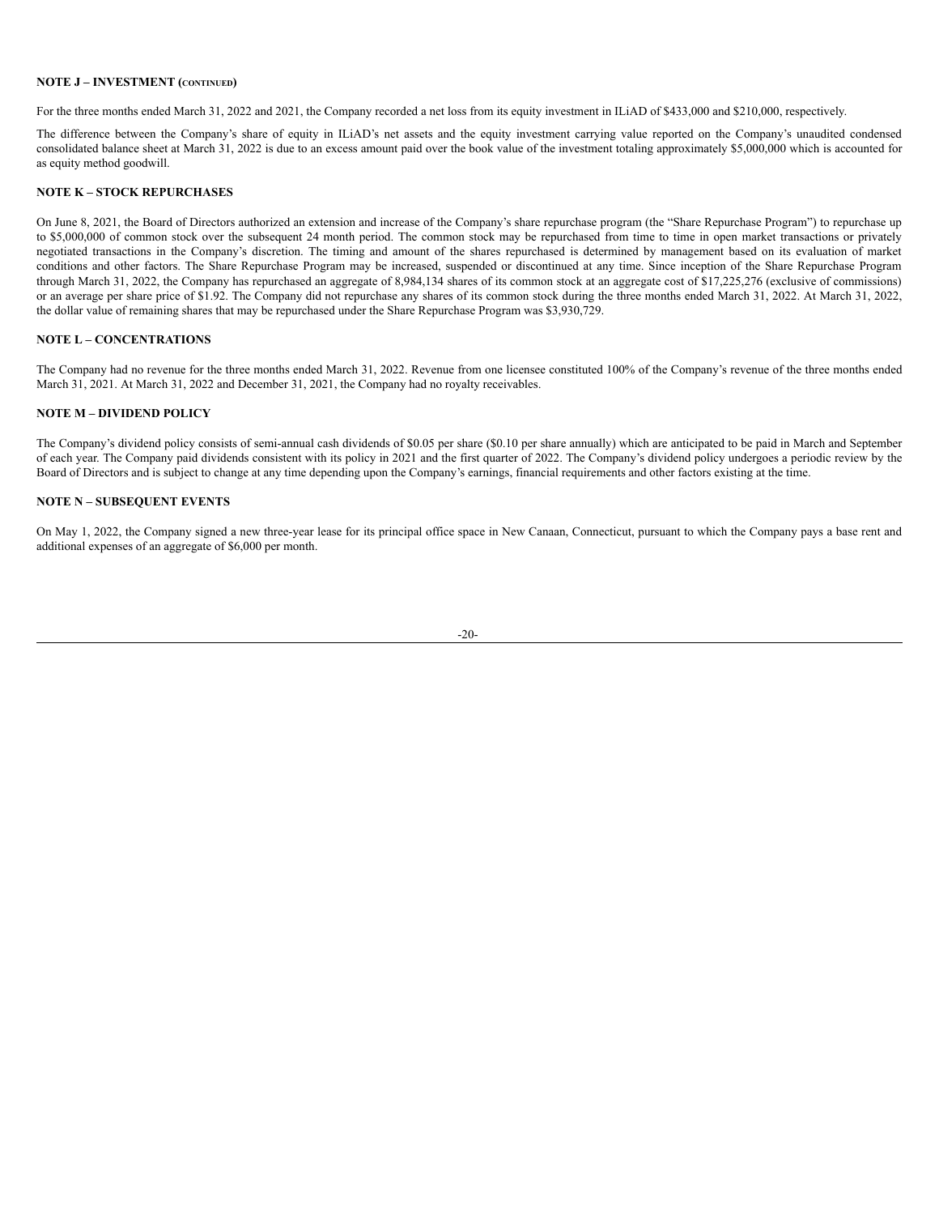**NOTE J – INVESTMENT (CONTINUED)**

For the three months ended March 31, 2022 and 2021, the Company recorded a net loss from its equity investment in ILiAD of $433,000 and $210,000, respectively.

The difference between the Company's share of equity in ILiAD's net assets and the equity investment carrying value reported on the Company's unaudited condensed consolidated balance sheet at March 31, 2022 is due to an excess amount paid over the book value of the investment totaling approximately $5,000,000 which is accounted for as equity method goodwill.

**NOTE K – STOCK REPURCHASES**

On June 8, 2021, the Board of Directors authorized an extension and increase of the Company's share repurchase program (the "Share Repurchase Program") to repurchase up to $5,000,000 of common stock over the subsequent 24 month period. The common stock may be repurchased from time to time in open market transactions or privately negotiated transactions in the Company's discretion. The timing and amount of the shares repurchased is determined by management based on its evaluation of market conditions and other factors. The Share Repurchase Program may be increased, suspended or discontinued at any time. Since inception of the Share Repurchase Program through March 31, 2022, the Company has repurchased an aggregate of 8,984,134 shares of its common stock at an aggregate cost of $17,225,276 (exclusive of commissions) or an average per share price of $1.92. The Company did not repurchase any shares of its common stock during the three months ended March 31, 2022. At March 31, 2022, the dollar value of remaining shares that may be repurchased under the Share Repurchase Program was $3,930,729.

**NOTE L – CONCENTRATIONS**

The Company had no revenue for the three months ended March 31, 2022. Revenue from one licensee constituted 100% of the Company's revenue of the three months ended March 31, 2021. At March 31, 2022 and December 31, 2021, the Company had no royalty receivables.

**NOTE M – DIVIDEND POLICY**

The Company's dividend policy consists of semi-annual cash dividends of $0.05 per share ($0.10 per share annually) which are anticipated to be paid in March and September of each year. The Company paid dividends consistent with its policy in 2021 and the first quarter of 2022. The Company's dividend policy undergoes a periodic review by the Board of Directors and is subject to change at any time depending upon the Company's earnings, financial requirements and other factors existing at the time.

**NOTE N – SUBSEQUENT EVENTS**

On May 1, 2022, the Company signed a new three-year lease for its principal office space in New Canaan, Connecticut, pursuant to which the Company pays a base rent and additional expenses of an aggregate of $6,000 per month.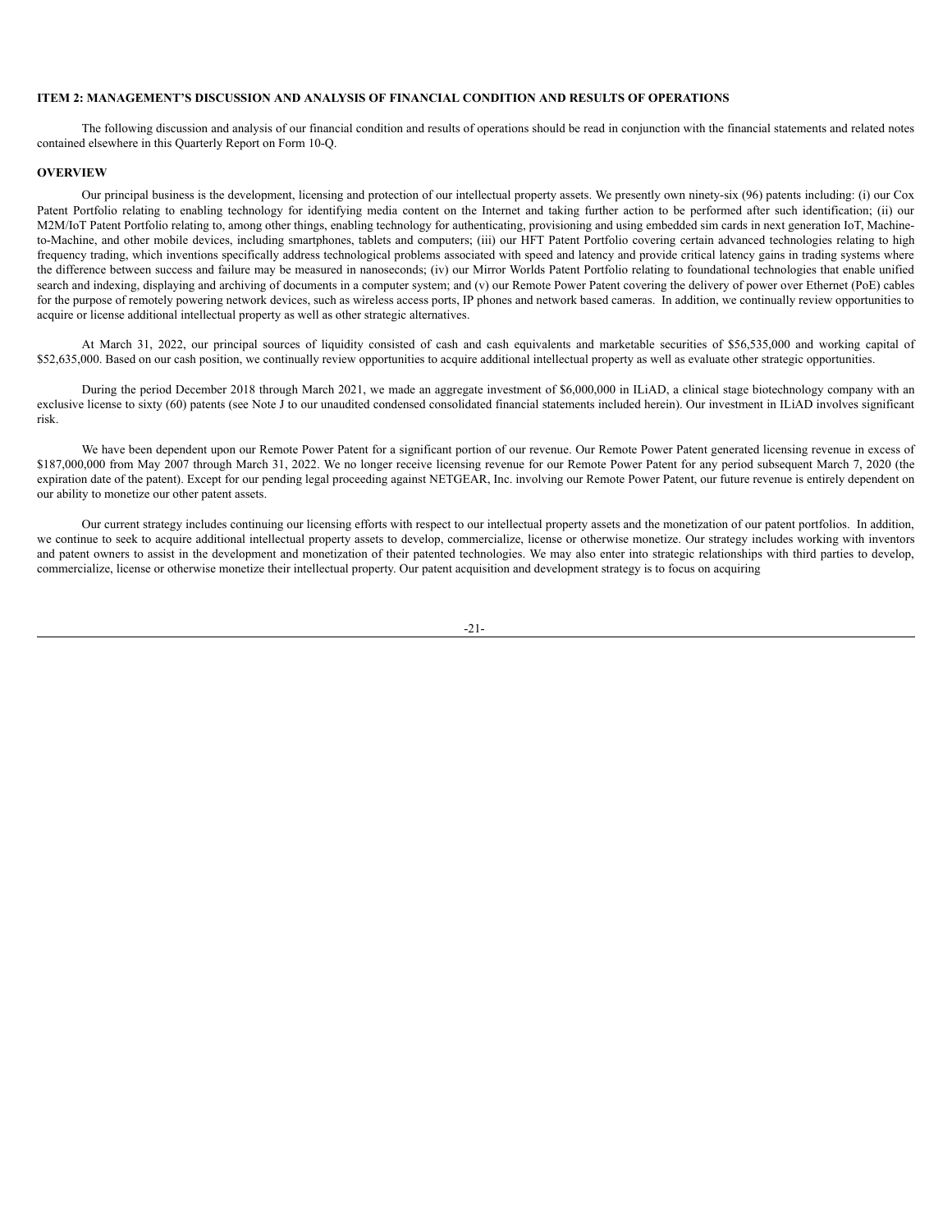## ITEM 2: MANAGEMENT'S DISCUSSION AND ANALYSIS OF FINANCIAL CONDITION AND RESULTS OF OPERATIONS

The following discussion and analysis of our financial condition and results of operations should be read in conjunction with the financial statements and related notes contained elsewhere in this Quarterly Report on Form 10-Q.

### OVERVIEW

Our principal business is the development, licensing and protection of our intellectual property assets. We presently own ninety-six (96) patents including: (i) our Cox Patent Portfolio relating to enabling technology for identifying media content on the Internet and taking further action to be performed after such identification; (ii) our M2M/IoT Patent Portfolio relating to, among other things, enabling technology for authenticating, provisioning and using embedded sim cards in next generation IoT, Machine-to-Machine, and other mobile devices, including smartphones, tablets and computers; (iii) our HFT Patent Portfolio covering certain advanced technologies relating to high frequency trading, which inventions specifically address technological problems associated with speed and latency and provide critical latency gains in trading systems where the difference between success and failure may be measured in nanoseconds; (iv) our Mirror Worlds Patent Portfolio relating to foundational technologies that enable unified search and indexing, displaying and archiving of documents in a computer system; and (v) our Remote Power Patent covering the delivery of power over Ethernet (PoE) cables for the purpose of remotely powering network devices, such as wireless access ports, IP phones and network based cameras. In addition, we continually review opportunities to acquire or license additional intellectual property as well as other strategic alternatives.

At March 31, 2022, our principal sources of liquidity consisted of cash and cash equivalents and marketable securities of $56,535,000 and working capital of $52,635,000. Based on our cash position, we continually review opportunities to acquire additional intellectual property as well as evaluate other strategic opportunities.

During the period December 2018 through March 2021, we made an aggregate investment of $6,000,000 in ILiAD, a clinical stage biotechnology company with an exclusive license to sixty (60) patents (see Note J to our unaudited condensed consolidated financial statements included herein). Our investment in ILiAD involves significant risk.

We have been dependent upon our Remote Power Patent for a significant portion of our revenue. Our Remote Power Patent generated licensing revenue in excess of $187,000,000 from May 2007 through March 31, 2022. We no longer receive licensing revenue for our Remote Power Patent for any period subsequent March 7, 2020 (the expiration date of the patent). Except for our pending legal proceeding against NETGEAR, Inc. involving our Remote Power Patent, our future revenue is entirely dependent on our ability to monetize our other patent assets.

Our current strategy includes continuing our licensing efforts with respect to our intellectual property assets and the monetization of our patent portfolios. In addition, we continue to seek to acquire additional intellectual property assets to develop, commercialize, license or otherwise monetize. Our strategy includes working with inventors and patent owners to assist in the development and monetization of their patented technologies. We may also enter into strategic relationships with third parties to develop, commercialize, license or otherwise monetize their intellectual property. Our patent acquisition and development strategy is to focus on acquiring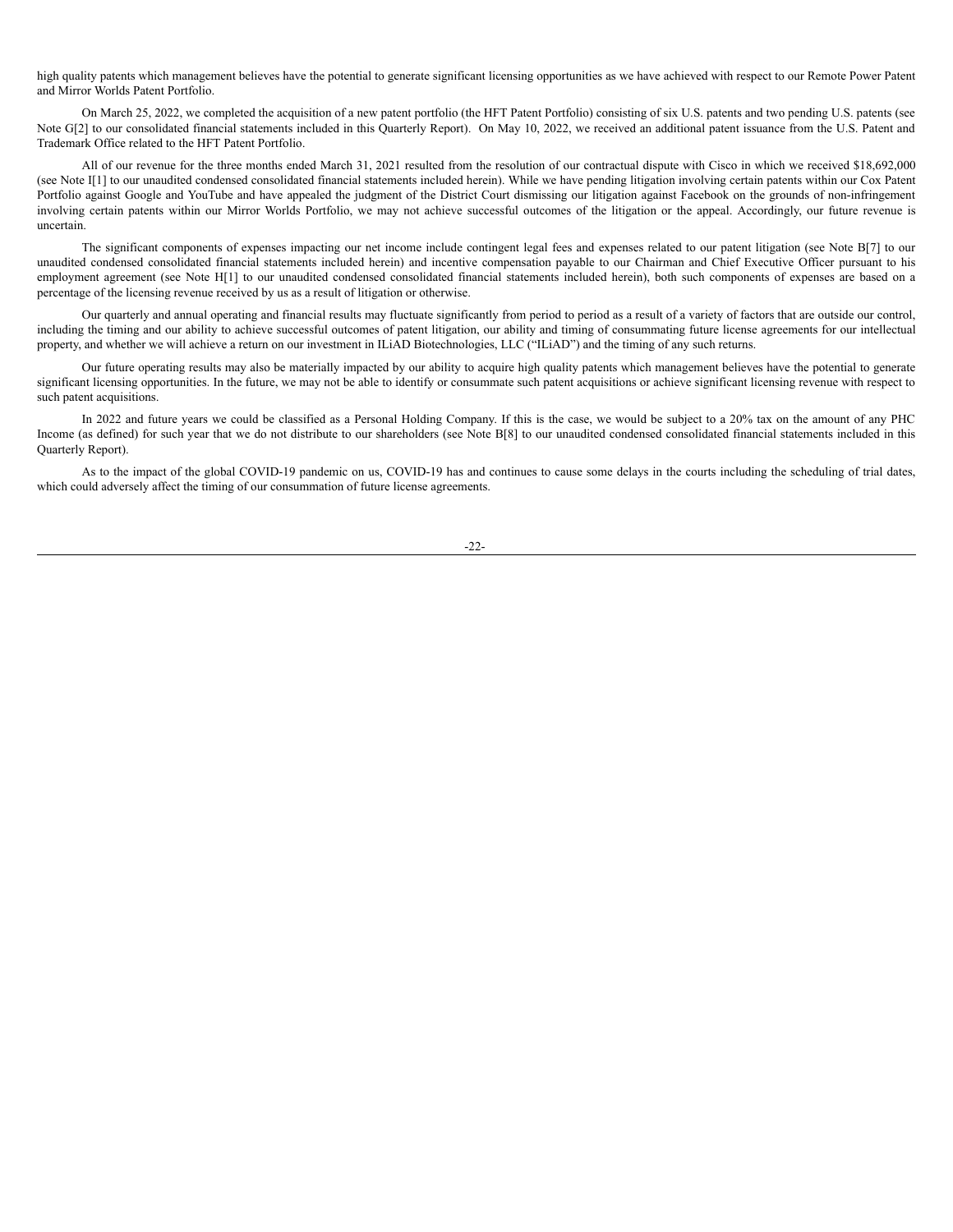high quality patents which management believes have the potential to generate significant licensing opportunities as we have achieved with respect to our Remote Power Patent and Mirror Worlds Patent Portfolio.

On March 25, 2022, we completed the acquisition of a new patent portfolio (the HFT Patent Portfolio) consisting of six U.S. patents and two pending U.S. patents (see Note G[2] to our consolidated financial statements included in this Quarterly Report). On May 10, 2022, we received an additional patent issuance from the U.S. Patent and Trademark Office related to the HFT Patent Portfolio.

All of our revenue for the three months ended March 31, 2021 resulted from the resolution of our contractual dispute with Cisco in which we received $18,692,000 (see Note I[1] to our unaudited condensed consolidated financial statements included herein). While we have pending litigation involving certain patents within our Cox Patent Portfolio against Google and YouTube and have appealed the judgment of the District Court dismissing our litigation against Facebook on the grounds of non-infringement involving certain patents within our Mirror Worlds Portfolio, we may not achieve successful outcomes of the litigation or the appeal. Accordingly, our future revenue is uncertain.

The significant components of expenses impacting our net income include contingent legal fees and expenses related to our patent litigation (see Note B[7] to our unaudited condensed consolidated financial statements included herein) and incentive compensation payable to our Chairman and Chief Executive Officer pursuant to his employment agreement (see Note H[1] to our unaudited condensed consolidated financial statements included herein), both such components of expenses are based on a percentage of the licensing revenue received by us as a result of litigation or otherwise.

Our quarterly and annual operating and financial results may fluctuate significantly from period to period as a result of a variety of factors that are outside our control, including the timing and our ability to achieve successful outcomes of patent litigation, our ability and timing of consummating future license agreements for our intellectual property, and whether we will achieve a return on our investment in ILiAD Biotechnologies, LLC ("ILiAD") and the timing of any such returns.

Our future operating results may also be materially impacted by our ability to acquire high quality patents which management believes have the potential to generate significant licensing opportunities. In the future, we may not be able to identify or consummate such patent acquisitions or achieve significant licensing revenue with respect to such patent acquisitions.

In 2022 and future years we could be classified as a Personal Holding Company. If this is the case, we would be subject to a 20% tax on the amount of any PHC Income (as defined) for such year that we do not distribute to our shareholders (see Note B[8] to our unaudited condensed consolidated financial statements included in this Quarterly Report).

As to the impact of the global COVID-19 pandemic on us, COVID-19 has and continues to cause some delays in the courts including the scheduling of trial dates, which could adversely affect the timing of our consummation of future license agreements.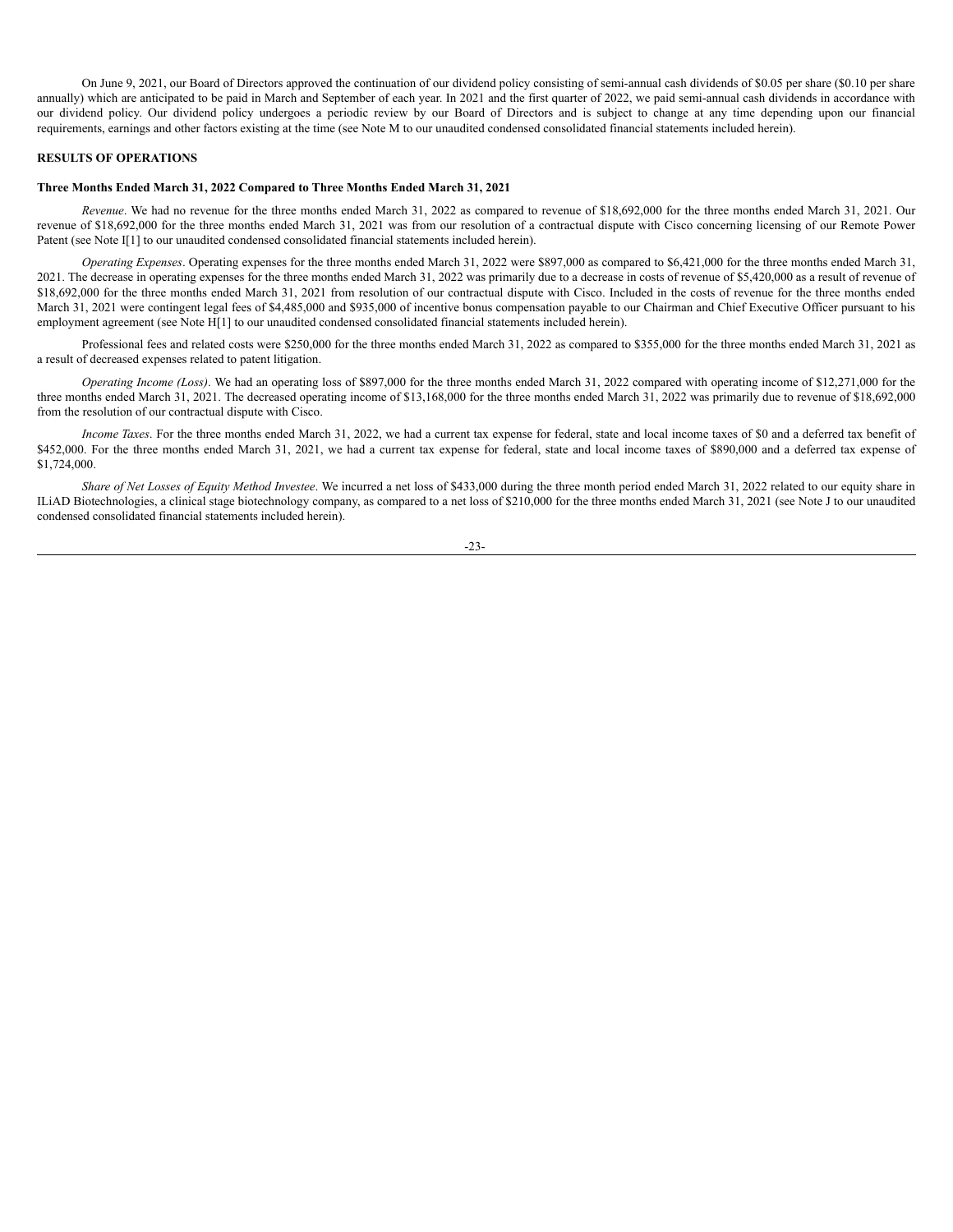On June 9, 2021, our Board of Directors approved the continuation of our dividend policy consisting of semi-annual cash dividends of $0.05 per share ($0.10 per share annually) which are anticipated to be paid in March and September of each year. In 2021 and the first quarter of 2022, we paid semi-annual cash dividends in accordance with our dividend policy. Our dividend policy undergoes a periodic review by our Board of Directors and is subject to change at any time depending upon our financial requirements, earnings and other factors existing at the time (see Note M to our unaudited condensed consolidated financial statements included herein).

**RESULTS OF OPERATIONS**

**Three Months Ended March 31, 2022 Compared to Three Months Ended March 31, 2021**

*Revenue*. We had no revenue for the three months ended March 31, 2022 as compared to revenue of $18,692,000 for the three months ended March 31, 2021. Our revenue of $18,692,000 for the three months ended March 31, 2021 was from our resolution of a contractual dispute with Cisco concerning licensing of our Remote Power Patent (see Note I[1] to our unaudited condensed consolidated financial statements included herein).

*Operating Expenses*. Operating expenses for the three months ended March 31, 2022 were $897,000 as compared to $6,421,000 for the three months ended March 31, 2021. The decrease in operating expenses for the three months ended March 31, 2022 was primarily due to a decrease in costs of revenue of $5,420,000 as a result of revenue of $18,692,000 for the three months ended March 31, 2021 from resolution of our contractual dispute with Cisco. Included in the costs of revenue for the three months ended March 31, 2021 were contingent legal fees of $4,485,000 and $935,000 of incentive bonus compensation payable to our Chairman and Chief Executive Officer pursuant to his employment agreement (see Note H[1] to our unaudited condensed consolidated financial statements included herein).

Professional fees and related costs were $250,000 for the three months ended March 31, 2022 as compared to $355,000 for the three months ended March 31, 2021 as a result of decreased expenses related to patent litigation.

*Operating Income (Loss)*. We had an operating loss of $897,000 for the three months ended March 31, 2022 compared with operating income of $12,271,000 for the three months ended March 31, 2021. The decreased operating income of $13,168,000 for the three months ended March 31, 2022 was primarily due to revenue of $18,692,000 from the resolution of our contractual dispute with Cisco.

*Income Taxes*. For the three months ended March 31, 2022, we had a current tax expense for federal, state and local income taxes of $0 and a deferred tax benefit of $452,000. For the three months ended March 31, 2021, we had a current tax expense for federal, state and local income taxes of $890,000 and a deferred tax expense of $1,724,000.

*Share of Net Losses of Equity Method Investee*. We incurred a net loss of $433,000 during the three month period ended March 31, 2022 related to our equity share in ILiAD Biotechnologies, a clinical stage biotechnology company, as compared to a net loss of $210,000 for the three months ended March 31, 2021 (see Note J to our unaudited condensed consolidated financial statements included herein).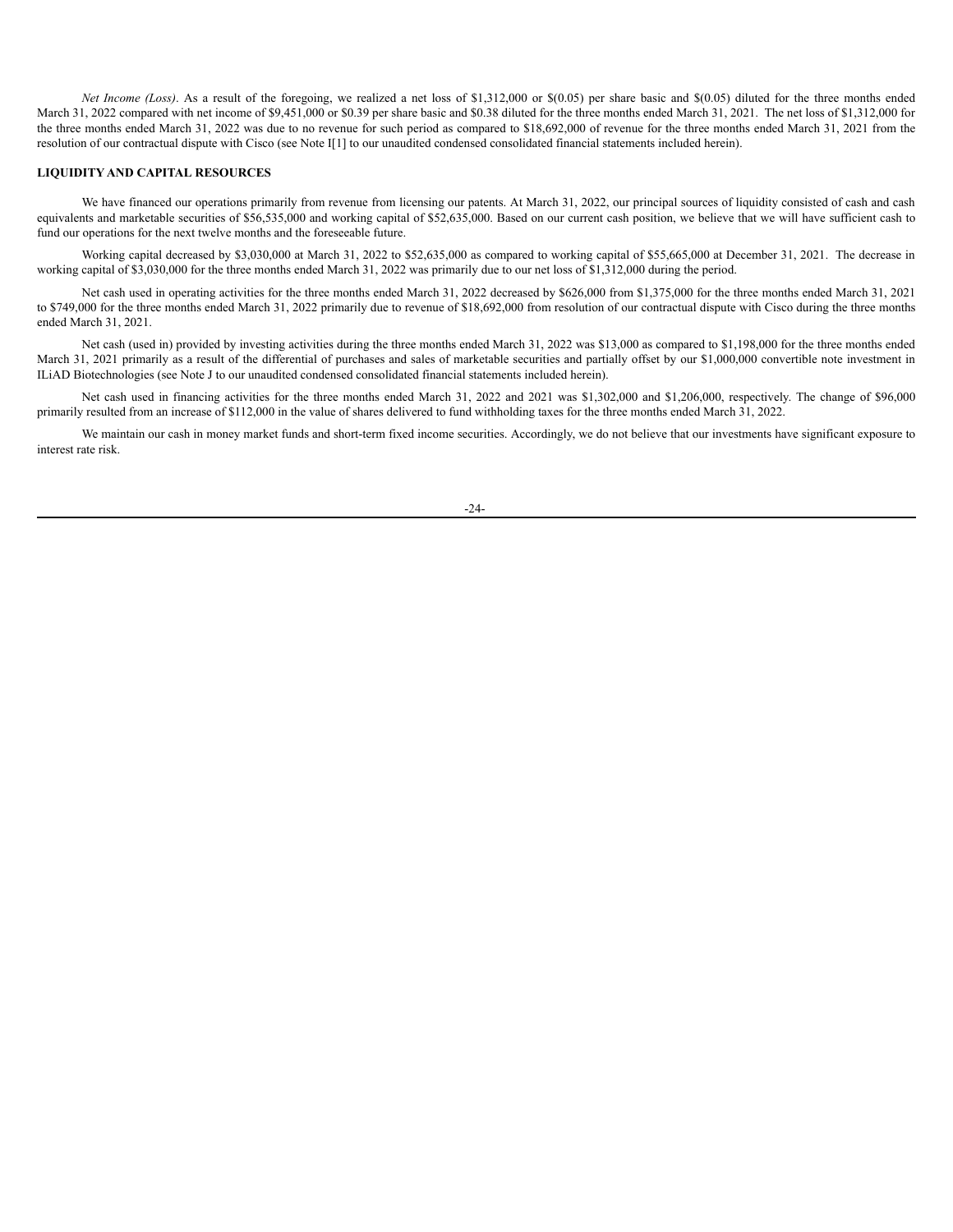*Net Income (Loss)*. As a result of the foregoing, we realized a net loss of $1,312,000 or $(0.05) per share basic and $(0.05) diluted for the three months ended March 31, 2022 compared with net income of $9,451,000 or $0.39 per share basic and $0.38 diluted for the three months ended March 31, 2021. The net loss of $1,312,000 for the three months ended March 31, 2022 was due to no revenue for such period as compared to $18,692,000 of revenue for the three months ended March 31, 2021 from the resolution of our contractual dispute with Cisco (see Note I[1] to our unaudited condensed consolidated financial statements included herein).

**LIQUIDITY AND CAPITAL RESOURCES**

We have financed our operations primarily from revenue from licensing our patents. At March 31, 2022, our principal sources of liquidity consisted of cash and cash equivalents and marketable securities of $56,535,000 and working capital of $52,635,000. Based on our current cash position, we believe that we will have sufficient cash to fund our operations for the next twelve months and the foreseeable future.

Working capital decreased by $3,030,000 at March 31, 2022 to $52,635,000 as compared to working capital of $55,665,000 at December 31, 2021. The decrease in working capital of $3,030,000 for the three months ended March 31, 2022 was primarily due to our net loss of $1,312,000 during the period.

Net cash used in operating activities for the three months ended March 31, 2022 decreased by $626,000 from $1,375,000 for the three months ended March 31, 2021 to $749,000 for the three months ended March 31, 2022 primarily due to revenue of $18,692,000 from resolution of our contractual dispute with Cisco during the three months ended March 31, 2021.

Net cash (used in) provided by investing activities during the three months ended March 31, 2022 was $13,000 as compared to $1,198,000 for the three months ended March 31, 2021 primarily as a result of the differential of purchases and sales of marketable securities and partially offset by our $1,000,000 convertible note investment in ILiAD Biotechnologies (see Note J to our unaudited condensed consolidated financial statements included herein).

Net cash used in financing activities for the three months ended March 31, 2022 and 2021 was $1,302,000 and $1,206,000, respectively. The change of $96,000 primarily resulted from an increase of $112,000 in the value of shares delivered to fund withholding taxes for the three months ended March 31, 2022.

We maintain our cash in money market funds and short-term fixed income securities. Accordingly, we do not believe that our investments have significant exposure to interest rate risk.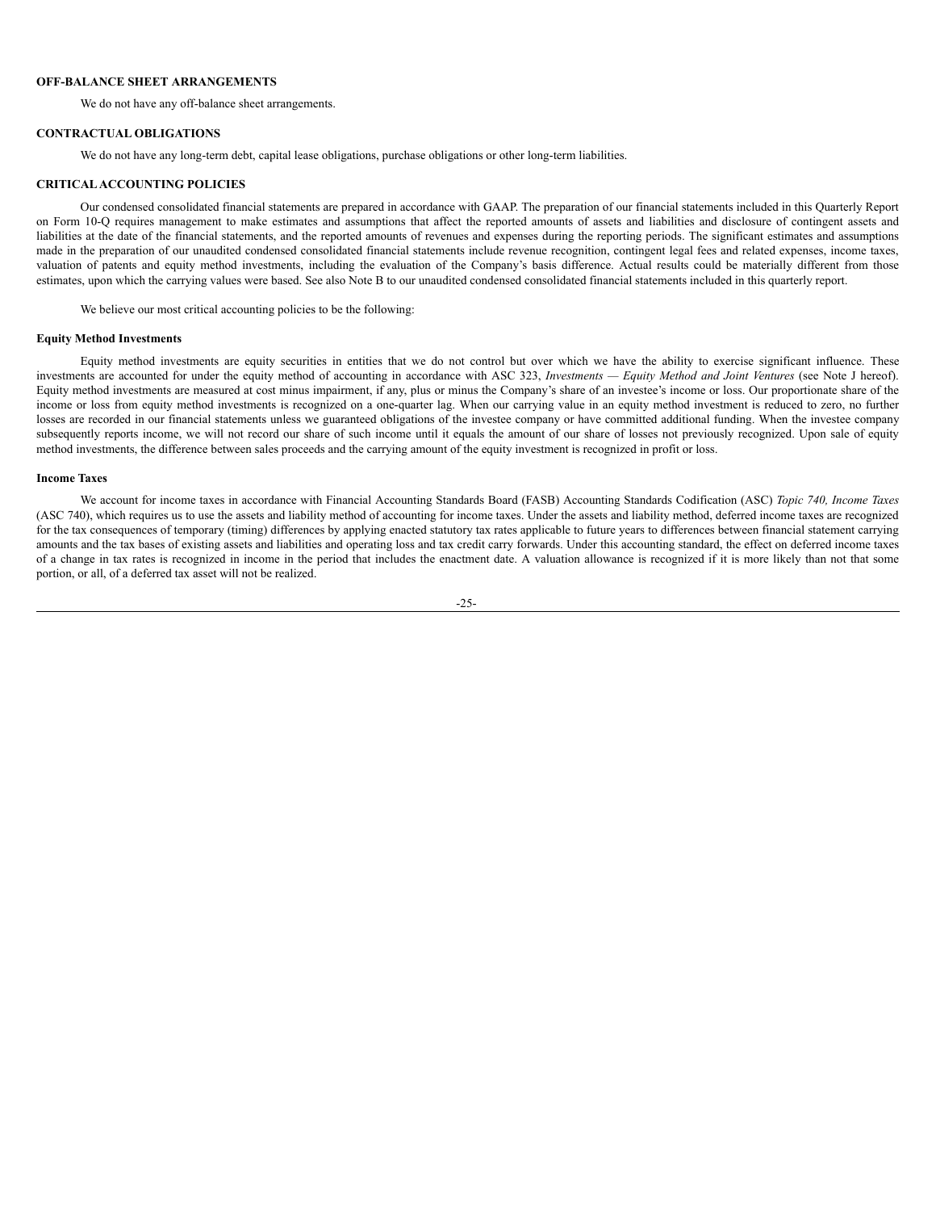### OFF-BALANCE SHEET ARRANGEMENTS

We do not have any off-balance sheet arrangements.

### CONTRACTUAL OBLIGATIONS

We do not have any long-term debt, capital lease obligations, purchase obligations or other long-term liabilities.

### CRITICAL ACCOUNTING POLICIES

Our condensed consolidated financial statements are prepared in accordance with GAAP. The preparation of our financial statements included in this Quarterly Report on Form 10-Q requires management to make estimates and assumptions that affect the reported amounts of assets and liabilities and disclosure of contingent assets and liabilities at the date of the financial statements, and the reported amounts of revenues and expenses during the reporting periods. The significant estimates and assumptions made in the preparation of our unaudited condensed consolidated financial statements include revenue recognition, contingent legal fees and related expenses, income taxes, valuation of patents and equity method investments, including the evaluation of the Company's basis difference. Actual results could be materially different from those estimates, upon which the carrying values were based. See also Note B to our unaudited condensed consolidated financial statements included in this quarterly report.

We believe our most critical accounting policies to be the following:

#### Equity Method Investments

Equity method investments are equity securities in entities that we do not control but over which we have the ability to exercise significant influence. These investments are accounted for under the equity method of accounting in accordance with ASC 323, *Investments — Equity Method and Joint Ventures* (see Note J hereof). Equity method investments are measured at cost minus impairment, if any, plus or minus the Company's share of an investee's income or loss. Our proportionate share of the income or loss from equity method investments is recognized on a one-quarter lag. When our carrying value in an equity method investment is reduced to zero, no further losses are recorded in our financial statements unless we guaranteed obligations of the investee company or have committed additional funding. When the investee company subsequently reports income, we will not record our share of such income until it equals the amount of our share of losses not previously recognized. Upon sale of equity method investments, the difference between sales proceeds and the carrying amount of the equity investment is recognized in profit or loss.

#### Income Taxes

We account for income taxes in accordance with Financial Accounting Standards Board (FASB) Accounting Standards Codification (ASC) *Topic 740, Income Taxes* (ASC 740), which requires us to use the assets and liability method of accounting for income taxes. Under the assets and liability method, deferred income taxes are recognized for the tax consequences of temporary (timing) differences by applying enacted statutory tax rates applicable to future years to differences between financial statement carrying amounts and the tax bases of existing assets and liabilities and operating loss and tax credit carry forwards. Under this accounting standard, the effect on deferred income taxes of a change in tax rates is recognized in income in the period that includes the enactment date. A valuation allowance is recognized if it is more likely than not that some portion, or all, of a deferred tax asset will not be realized.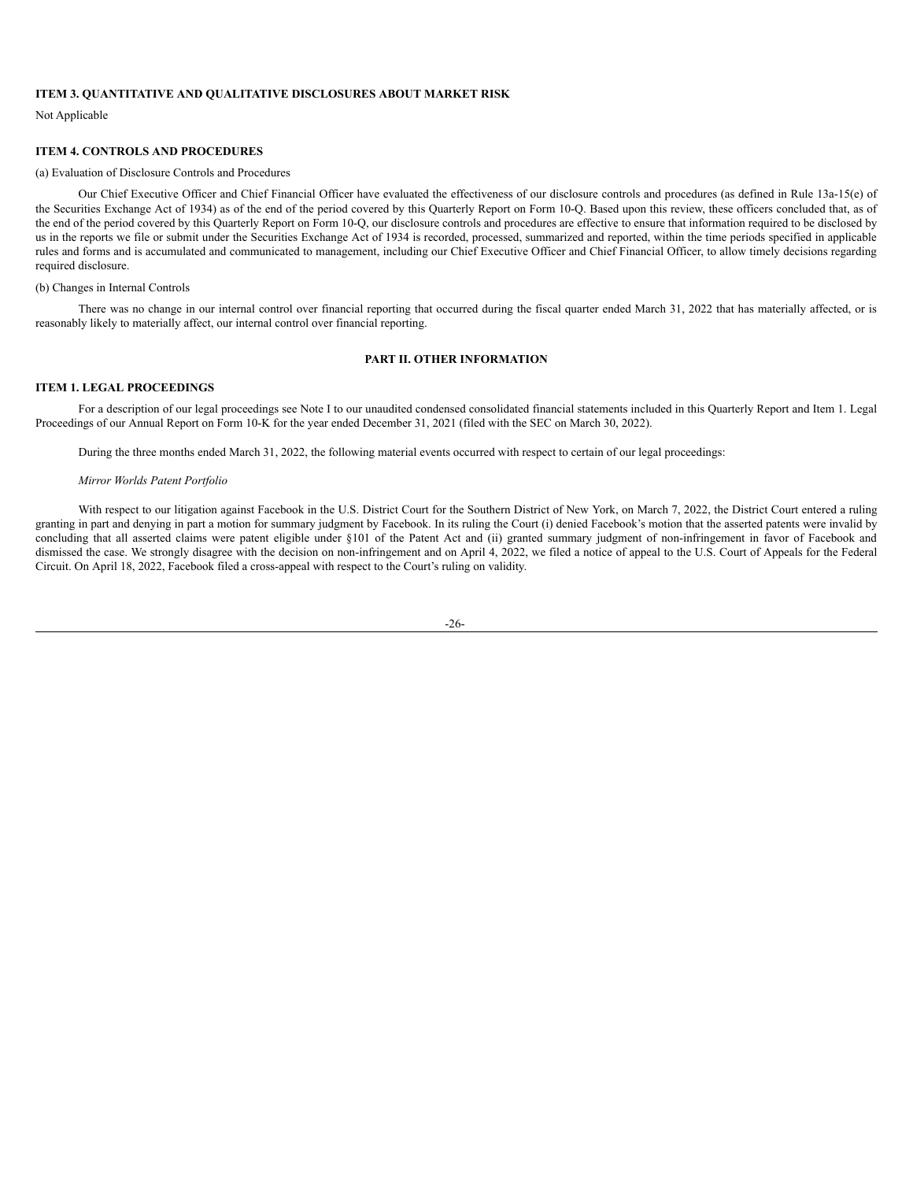### ITEM 3. QUANTITATIVE AND QUALITATIVE DISCLOSURES ABOUT MARKET RISK

Not Applicable

### ITEM 4. CONTROLS AND PROCEDURES

(a) Evaluation of Disclosure Controls and Procedures

Our Chief Executive Officer and Chief Financial Officer have evaluated the effectiveness of our disclosure controls and procedures (as defined in Rule 13a-15(e) of the Securities Exchange Act of 1934) as of the end of the period covered by this Quarterly Report on Form 10-Q. Based upon this review, these officers concluded that, as of the end of the period covered by this Quarterly Report on Form 10-Q, our disclosure controls and procedures are effective to ensure that information required to be disclosed by us in the reports we file or submit under the Securities Exchange Act of 1934 is recorded, processed, summarized and reported, within the time periods specified in applicable rules and forms and is accumulated and communicated to management, including our Chief Executive Officer and Chief Financial Officer, to allow timely decisions regarding required disclosure.

(b) Changes in Internal Controls

There was no change in our internal control over financial reporting that occurred during the fiscal quarter ended March 31, 2022 that has materially affected, or is reasonably likely to materially affect, our internal control over financial reporting.

## PART II. OTHER INFORMATION

### ITEM 1. LEGAL PROCEEDINGS

For a description of our legal proceedings see Note I to our unaudited condensed consolidated financial statements included in this Quarterly Report and Item 1. Legal Proceedings of our Annual Report on Form 10-K for the year ended December 31, 2021 (filed with the SEC on March 30, 2022).

During the three months ended March 31, 2022, the following material events occurred with respect to certain of our legal proceedings:

*Mirror Worlds Patent Portfolio*

With respect to our litigation against Facebook in the U.S. District Court for the Southern District of New York, on March 7, 2022, the District Court entered a ruling granting in part and denying in part a motion for summary judgment by Facebook. In its ruling the Court (i) denied Facebook's motion that the asserted patents were invalid by concluding that all asserted claims were patent eligible under §101 of the Patent Act and (ii) granted summary judgment of non-infringement in favor of Facebook and dismissed the case. We strongly disagree with the decision on non-infringement and on April 4, 2022, we filed a notice of appeal to the U.S. Court of Appeals for the Federal Circuit. On April 18, 2022, Facebook filed a cross-appeal with respect to the Court's ruling on validity.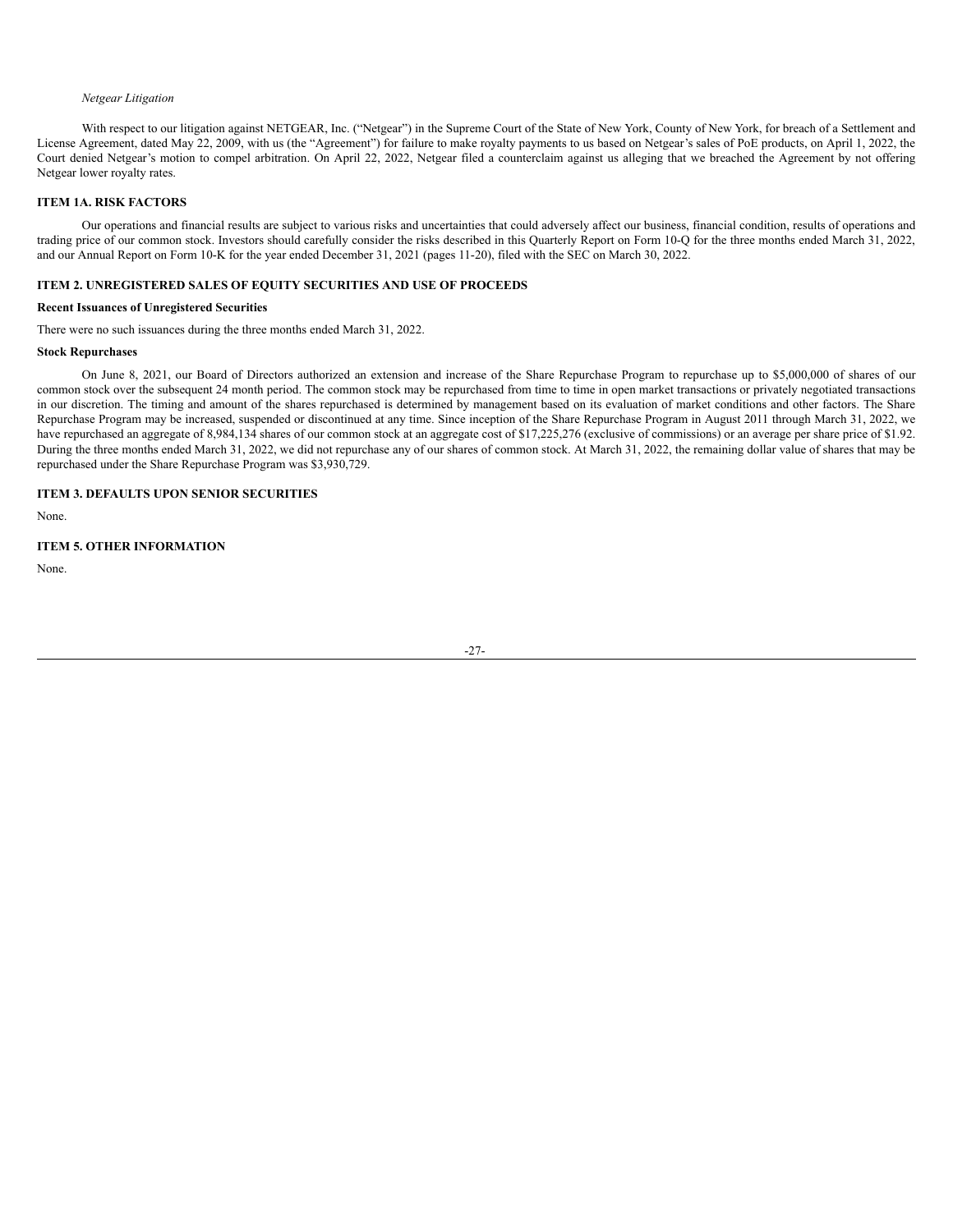*Netgear Litigation*

With respect to our litigation against NETGEAR, Inc. ("Netgear") in the Supreme Court of the State of New York, County of New York, for breach of a Settlement and License Agreement, dated May 22, 2009, with us (the "Agreement") for failure to make royalty payments to us based on Netgear's sales of PoE products, on April 1, 2022, the Court denied Netgear's motion to compel arbitration. On April 22, 2022, Netgear filed a counterclaim against us alleging that we breached the Agreement by not offering Netgear lower royalty rates.

## ITEM 1A. RISK FACTORS

Our operations and financial results are subject to various risks and uncertainties that could adversely affect our business, financial condition, results of operations and trading price of our common stock. Investors should carefully consider the risks described in this Quarterly Report on Form 10-Q for the three months ended March 31, 2022, and our Annual Report on Form 10-K for the year ended December 31, 2021 (pages 11-20), filed with the SEC on March 30, 2022.

## ITEM 2. UNREGISTERED SALES OF EQUITY SECURITIES AND USE OF PROCEEDS

**Recent Issuances of Unregistered Securities**

There were no such issuances during the three months ended March 31, 2022.

**Stock Repurchases**

On June 8, 2021, our Board of Directors authorized an extension and increase of the Share Repurchase Program to repurchase up to $5,000,000 of shares of our common stock over the subsequent 24 month period. The common stock may be repurchased from time to time in open market transactions or privately negotiated transactions in our discretion. The timing and amount of the shares repurchased is determined by management based on its evaluation of market conditions and other factors. The Share Repurchase Program may be increased, suspended or discontinued at any time. Since inception of the Share Repurchase Program in August 2011 through March 31, 2022, we have repurchased an aggregate of 8,984,134 shares of our common stock at an aggregate cost of $17,225,276 (exclusive of commissions) or an average per share price of $1.92. During the three months ended March 31, 2022, we did not repurchase any of our shares of common stock. At March 31, 2022, the remaining dollar value of shares that may be repurchased under the Share Repurchase Program was $3,930,729.

## ITEM 3. DEFAULTS UPON SENIOR SECURITIES

None.

## ITEM 5. OTHER INFORMATION

None.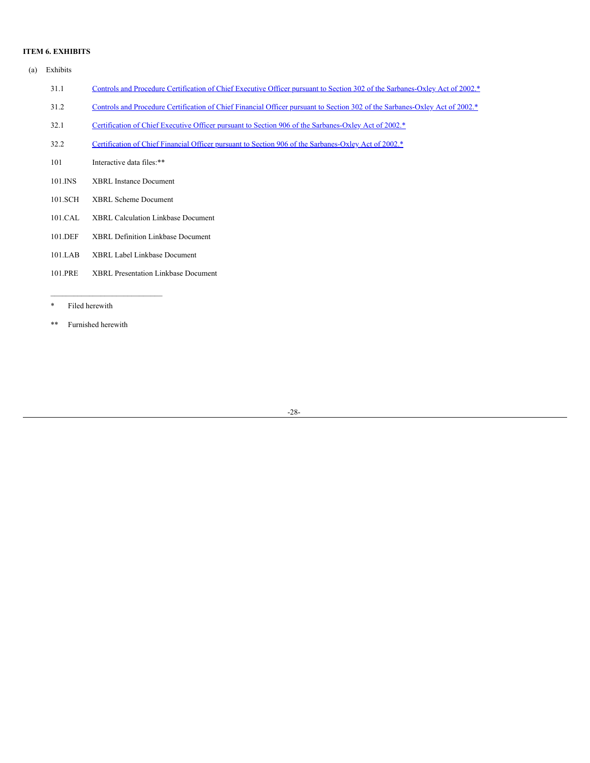**ITEM 6. EXHIBITS**

(a) Exhibits

| | |
|---|---|
| 31.1 | Controls and Procedure Certification of Chief Executive Officer pursuant to Section 302 of the Sarbanes-Oxley Act of 2002.* |
| 31.2 | Controls and Procedure Certification of Chief Financial Officer pursuant to Section 302 of the Sarbanes-Oxley Act of 2002.* |
| 32.1 | Certification of Chief Executive Officer pursuant to Section 906 of the Sarbanes-Oxley Act of 2002.* |
| 32.2 | Certification of Chief Financial Officer pursuant to Section 906 of the Sarbanes-Oxley Act of 2002.* |
| 101 | Interactive data files:** |
| 101.INS | XBRL Instance Document |
| 101.SCH | XBRL Scheme Document |
| 101.CAL | XBRL Calculation Linkbase Document |
| 101.DEF | XBRL Definition Linkbase Document |
| 101.LAB | XBRL Label Linkbase Document |
| 101.PRE | XBRL Presentation Linkbase Document |

---

\* Filed herewith

\** Furnished herewith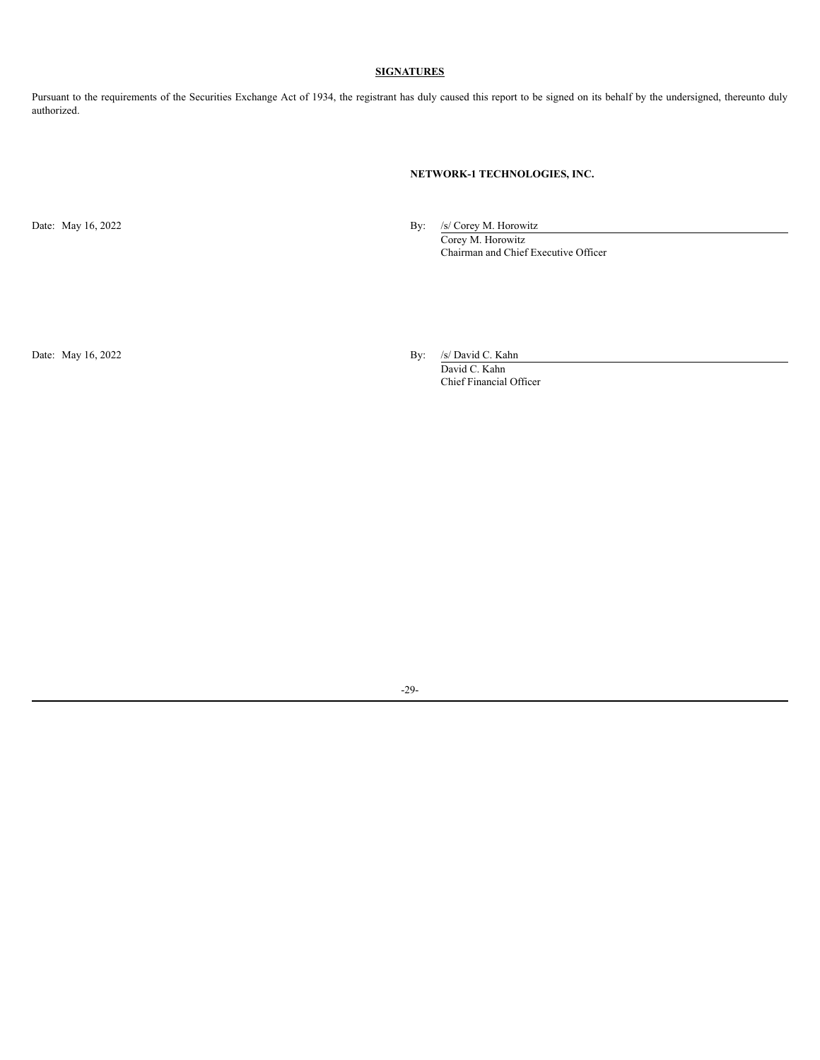## SIGNATURES

Pursuant to the requirements of the Securities Exchange Act of 1934, the registrant has duly caused this report to be signed on its behalf by the undersigned, thereunto duly authorized.

**NETWORK-1 TECHNOLOGIES, INC.**

Date: May 16, 2022

By: /s/ Corey M. Horowitz
Corey M. Horowitz
Chairman and Chief Executive Officer

Date: May 16, 2022

By: /s/ David C. Kahn
David C. Kahn
Chief Financial Officer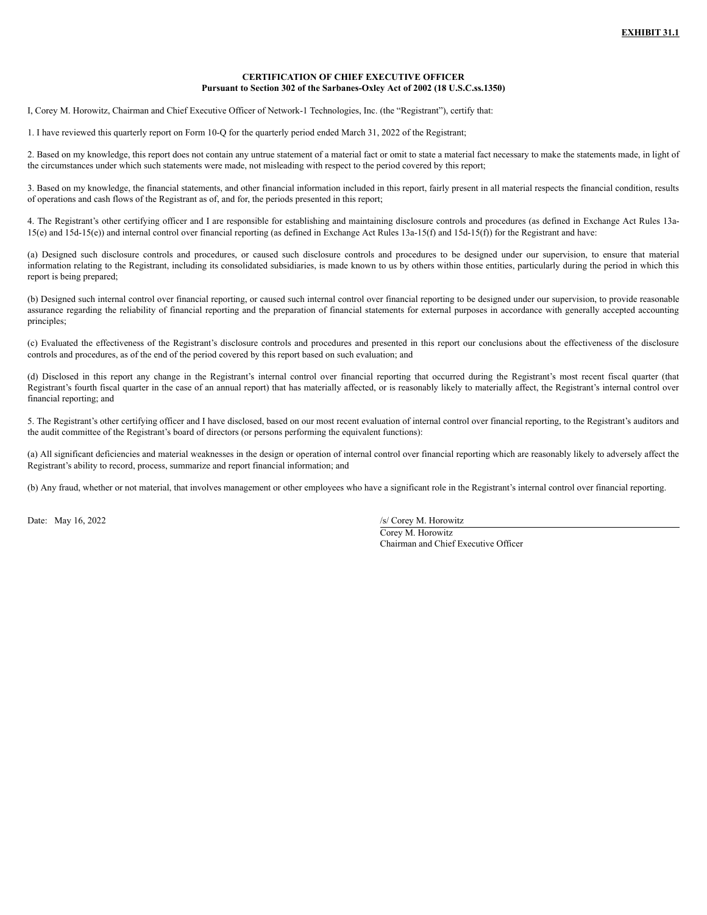**EXHIBIT 31.1**

**CERTIFICATION OF CHIEF EXECUTIVE OFFICER**
**Pursuant to Section 302 of the Sarbanes-Oxley Act of 2002 (18 U.S.C.ss.1350)**

I, Corey M. Horowitz, Chairman and Chief Executive Officer of Network-1 Technologies, Inc. (the "Registrant"), certify that:

1. I have reviewed this quarterly report on Form 10-Q for the quarterly period ended March 31, 2022 of the Registrant;

2. Based on my knowledge, this report does not contain any untrue statement of a material fact or omit to state a material fact necessary to make the statements made, in light of the circumstances under which such statements were made, not misleading with respect to the period covered by this report;

3. Based on my knowledge, the financial statements, and other financial information included in this report, fairly present in all material respects the financial condition, results of operations and cash flows of the Registrant as of, and for, the periods presented in this report;

4. The Registrant's other certifying officer and I are responsible for establishing and maintaining disclosure controls and procedures (as defined in Exchange Act Rules 13a-15(e) and 15d-15(e)) and internal control over financial reporting (as defined in Exchange Act Rules 13a-15(f) and 15d-15(f)) for the Registrant and have:

(a) Designed such disclosure controls and procedures, or caused such disclosure controls and procedures to be designed under our supervision, to ensure that material information relating to the Registrant, including its consolidated subsidiaries, is made known to us by others within those entities, particularly during the period in which this report is being prepared;

(b) Designed such internal control over financial reporting, or caused such internal control over financial reporting to be designed under our supervision, to provide reasonable assurance regarding the reliability of financial reporting and the preparation of financial statements for external purposes in accordance with generally accepted accounting principles;

(c) Evaluated the effectiveness of the Registrant's disclosure controls and procedures and presented in this report our conclusions about the effectiveness of the disclosure controls and procedures, as of the end of the period covered by this report based on such evaluation; and

(d) Disclosed in this report any change in the Registrant's internal control over financial reporting that occurred during the Registrant's most recent fiscal quarter (that Registrant's fourth fiscal quarter in the case of an annual report) that has materially affected, or is reasonably likely to materially affect, the Registrant's internal control over financial reporting; and

5. The Registrant's other certifying officer and I have disclosed, based on our most recent evaluation of internal control over financial reporting, to the Registrant's auditors and the audit committee of the Registrant's board of directors (or persons performing the equivalent functions):

(a) All significant deficiencies and material weaknesses in the design or operation of internal control over financial reporting which are reasonably likely to adversely affect the Registrant's ability to record, process, summarize and report financial information; and

(b) Any fraud, whether or not material, that involves management or other employees who have a significant role in the Registrant's internal control over financial reporting.

Date: May 16, 2022

/s/ Corey M. Horowitz
Corey M. Horowitz
Chairman and Chief Executive Officer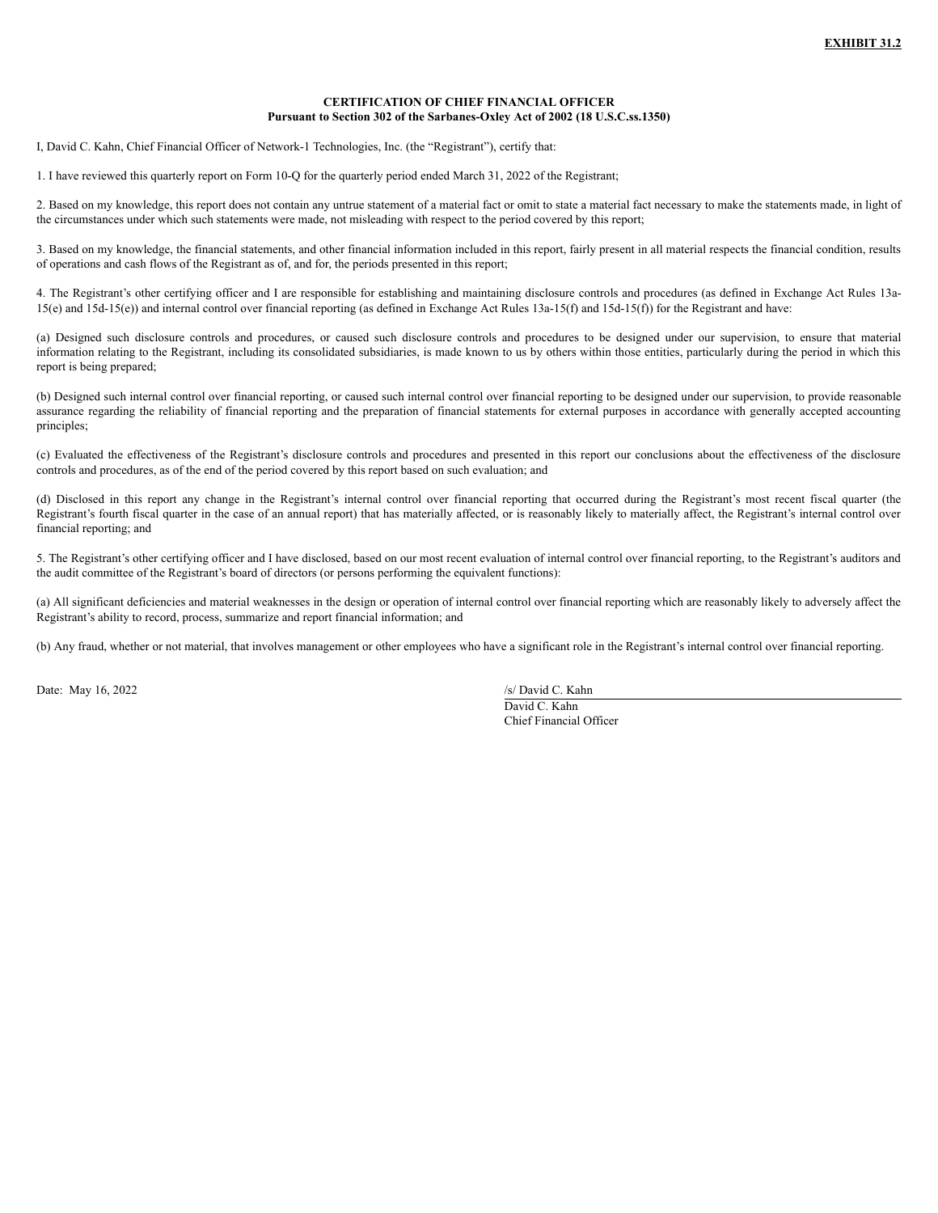**EXHIBIT 31.2**

**CERTIFICATION OF CHIEF FINANCIAL OFFICER**
**Pursuant to Section 302 of the Sarbanes-Oxley Act of 2002 (18 U.S.C.ss.1350)**

I, David C. Kahn, Chief Financial Officer of Network-1 Technologies, Inc. (the "Registrant"), certify that:

1. I have reviewed this quarterly report on Form 10-Q for the quarterly period ended March 31, 2022 of the Registrant;

2. Based on my knowledge, this report does not contain any untrue statement of a material fact or omit to state a material fact necessary to make the statements made, in light of the circumstances under which such statements were made, not misleading with respect to the period covered by this report;

3. Based on my knowledge, the financial statements, and other financial information included in this report, fairly present in all material respects the financial condition, results of operations and cash flows of the Registrant as of, and for, the periods presented in this report;

4. The Registrant's other certifying officer and I are responsible for establishing and maintaining disclosure controls and procedures (as defined in Exchange Act Rules 13a-15(e) and 15d-15(e)) and internal control over financial reporting (as defined in Exchange Act Rules 13a-15(f) and 15d-15(f)) for the Registrant and have:

(a) Designed such disclosure controls and procedures, or caused such disclosure controls and procedures to be designed under our supervision, to ensure that material information relating to the Registrant, including its consolidated subsidiaries, is made known to us by others within those entities, particularly during the period in which this report is being prepared;

(b) Designed such internal control over financial reporting, or caused such internal control over financial reporting to be designed under our supervision, to provide reasonable assurance regarding the reliability of financial reporting and the preparation of financial statements for external purposes in accordance with generally accepted accounting principles;

(c) Evaluated the effectiveness of the Registrant's disclosure controls and procedures and presented in this report our conclusions about the effectiveness of the disclosure controls and procedures, as of the end of the period covered by this report based on such evaluation; and

(d) Disclosed in this report any change in the Registrant's internal control over financial reporting that occurred during the Registrant's most recent fiscal quarter (the Registrant's fourth fiscal quarter in the case of an annual report) that has materially affected, or is reasonably likely to materially affect, the Registrant's internal control over financial reporting; and

5. The Registrant's other certifying officer and I have disclosed, based on our most recent evaluation of internal control over financial reporting, to the Registrant's auditors and the audit committee of the Registrant's board of directors (or persons performing the equivalent functions):

(a) All significant deficiencies and material weaknesses in the design or operation of internal control over financial reporting which are reasonably likely to adversely affect the Registrant's ability to record, process, summarize and report financial information; and

(b) Any fraud, whether or not material, that involves management or other employees who have a significant role in the Registrant's internal control over financial reporting.

Date: May 16, 2022

/s/ David C. Kahn
David C. Kahn
Chief Financial Officer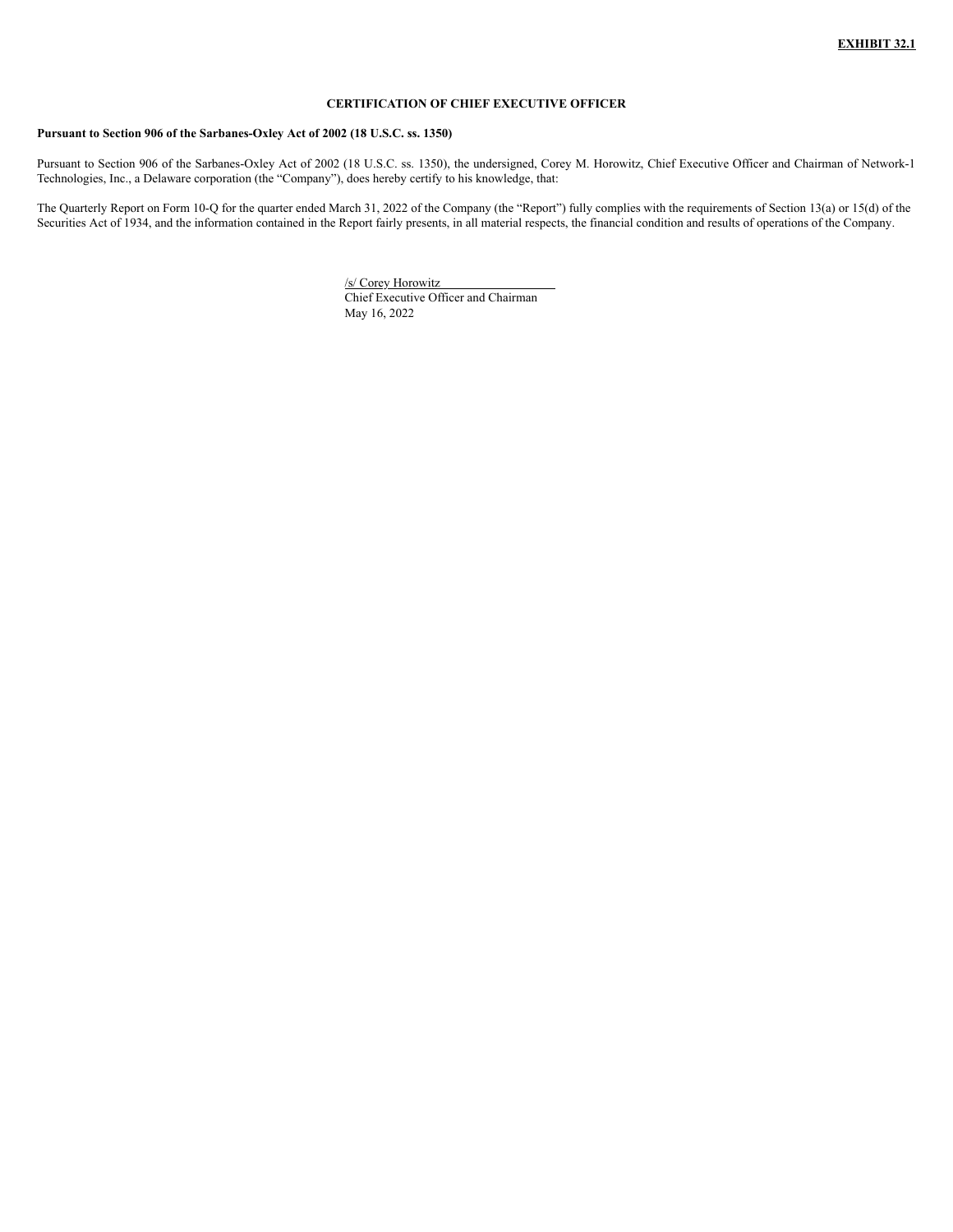**EXHIBIT 32.1**

## CERTIFICATION OF CHIEF EXECUTIVE OFFICER

**Pursuant to Section 906 of the Sarbanes-Oxley Act of 2002 (18 U.S.C. ss. 1350)**

Pursuant to Section 906 of the Sarbanes-Oxley Act of 2002 (18 U.S.C. ss. 1350), the undersigned, Corey M. Horowitz, Chief Executive Officer and Chairman of Network-1 Technologies, Inc., a Delaware corporation (the "Company"), does hereby certify to his knowledge, that:

The Quarterly Report on Form 10-Q for the quarter ended March 31, 2022 of the Company (the "Report") fully complies with the requirements of Section 13(a) or 15(d) of the Securities Act of 1934, and the information contained in the Report fairly presents, in all material respects, the financial condition and results of operations of the Company.

/s/ Corey Horowitz
Chief Executive Officer and Chairman
May 16, 2022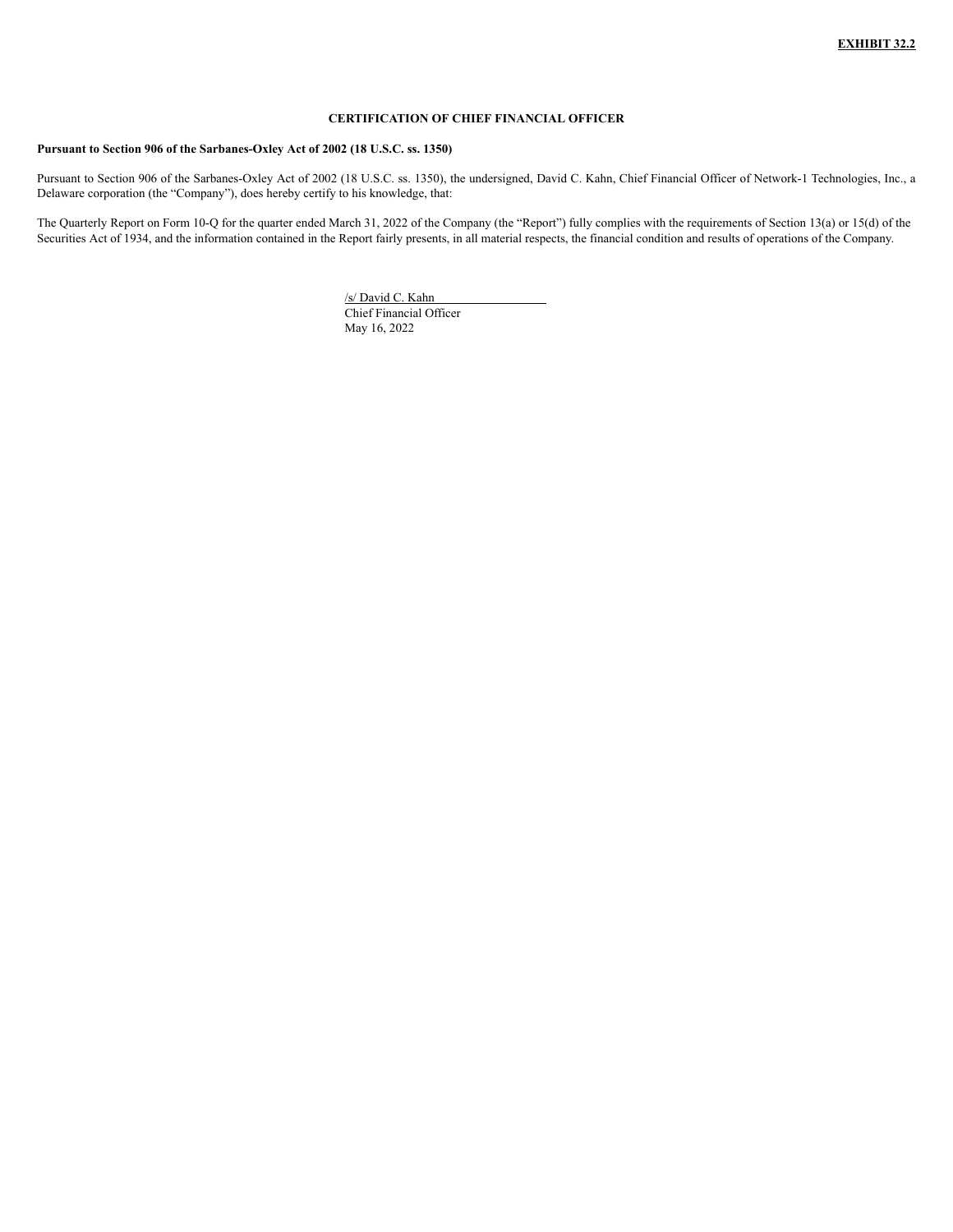**EXHIBIT 32.2**

**CERTIFICATION OF CHIEF FINANCIAL OFFICER**

**Pursuant to Section 906 of the Sarbanes-Oxley Act of 2002 (18 U.S.C. ss. 1350)**

Pursuant to Section 906 of the Sarbanes-Oxley Act of 2002 (18 U.S.C. ss. 1350), the undersigned, David C. Kahn, Chief Financial Officer of Network-1 Technologies, Inc., a Delaware corporation (the "Company"), does hereby certify to his knowledge, that:

The Quarterly Report on Form 10-Q for the quarter ended March 31, 2022 of the Company (the "Report") fully complies with the requirements of Section 13(a) or 15(d) of the Securities Act of 1934, and the information contained in the Report fairly presents, in all material respects, the financial condition and results of operations of the Company.

/s/ David C. Kahn
Chief Financial Officer
May 16, 2022